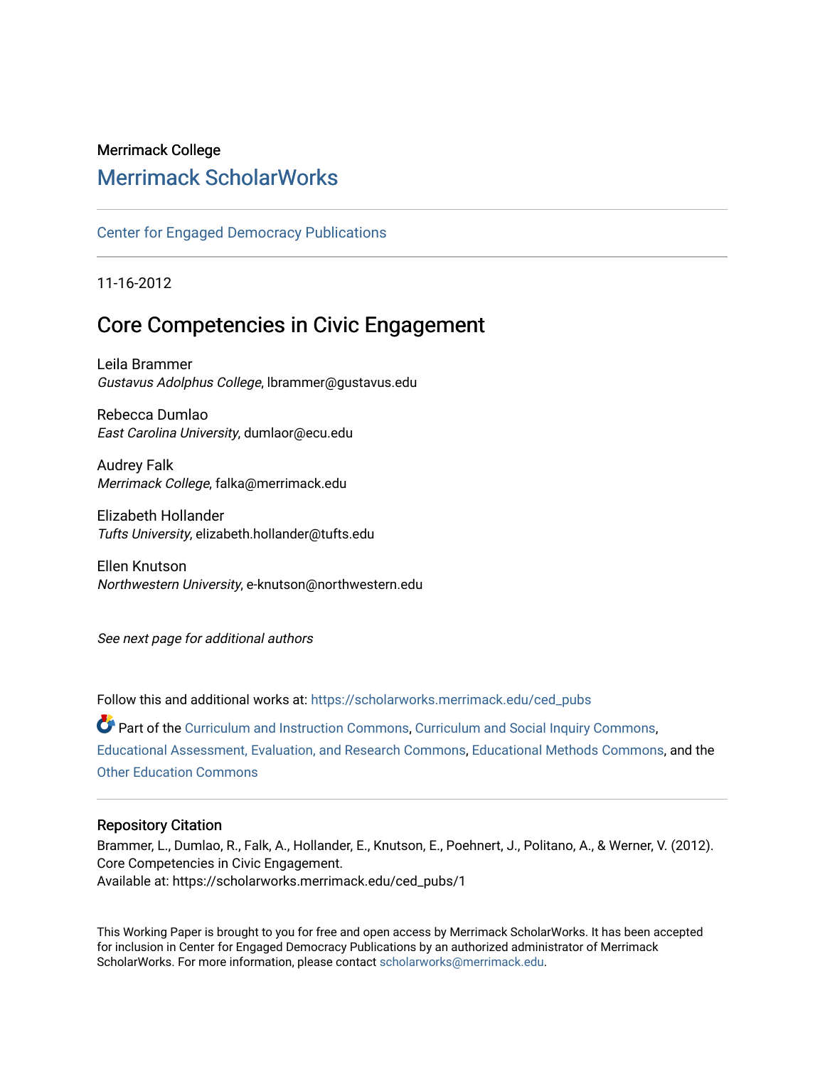Merrimack College

## Merrimack ScholarWorks

Center for Engaged Democracy Publications

11-16-2012

# Core Competencies in Civic Engagement

Leila Brammer
*Gustavus Adolphus College*, lbrammer@gustavus.edu

Rebecca Dumlao
*East Carolina University*, dumlaor@ecu.edu

Audrey Falk
*Merrimack College*, falka@merrimack.edu

Elizabeth Hollander
*Tufts University*, elizabeth.hollander@tufts.edu

Ellen Knutson
*Northwestern University*, e-knutson@northwestern.edu

*See next page for additional authors*

Follow this and additional works at: https://scholarworks.merrimack.edu/ced_pubs

Part of the Curriculum and Instruction Commons, Curriculum and Social Inquiry Commons, Educational Assessment, Evaluation, and Research Commons, Educational Methods Commons, and the Other Education Commons

### Repository Citation

Brammer, L., Dumlao, R., Falk, A., Hollander, E., Knutson, E., Poehnert, J., Politano, A., & Werner, V. (2012). Core Competencies in Civic Engagement.
Available at: https://scholarworks.merrimack.edu/ced_pubs/1

This Working Paper is brought to you for free and open access by Merrimack ScholarWorks. It has been accepted for inclusion in Center for Engaged Democracy Publications by an authorized administrator of Merrimack ScholarWorks. For more information, please contact scholarworks@merrimack.edu.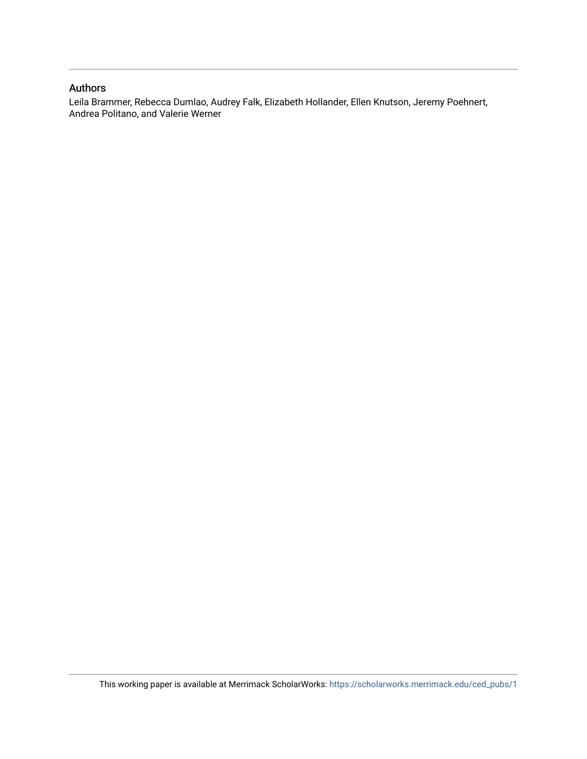## Authors

Leila Brammer, Rebecca Dumlao, Audrey Falk, Elizabeth Hollander, Ellen Knutson, Jeremy Poehnert, Andrea Politano, and Valerie Werner

This working paper is available at Merrimack ScholarWorks: https://scholarworks.merrimack.edu/ced_pubs/1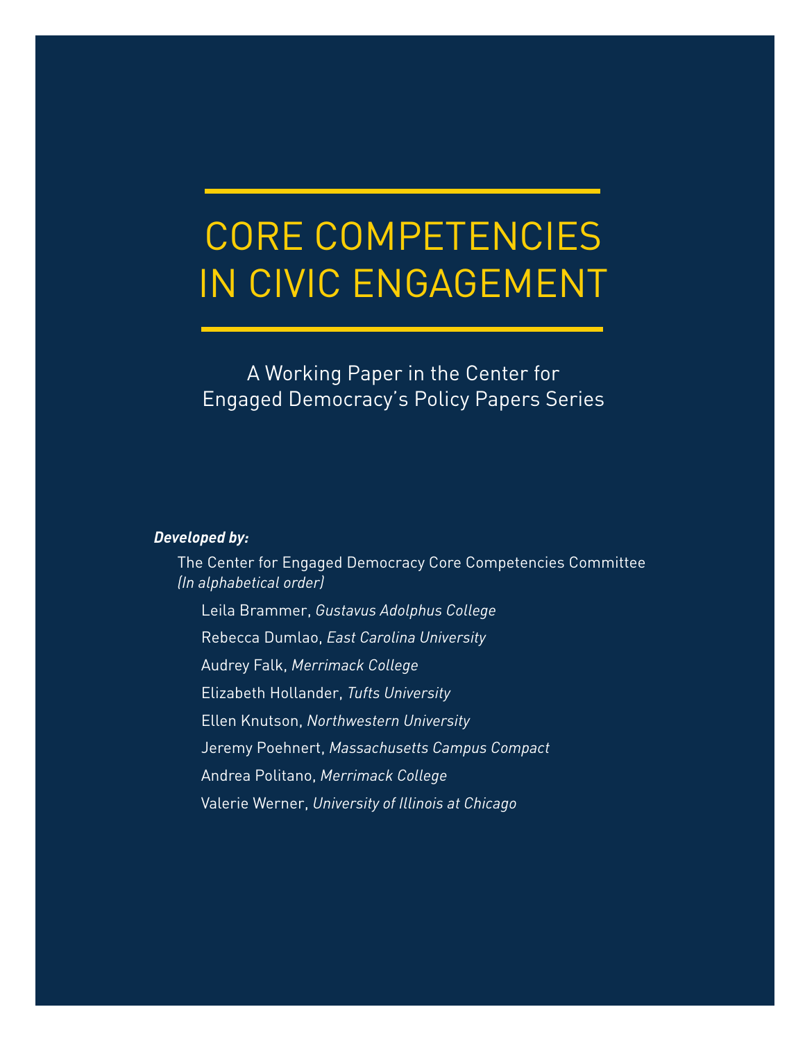# CORE COMPETENCIES IN CIVIC ENGAGEMENT

A Working Paper in the Center for Engaged Democracy's Policy Papers Series

***Developed by:***

The Center for Engaged Democracy Core Competencies Committee
*(In alphabetical order)*

Leila Brammer, *Gustavus Adolphus College*

Rebecca Dumlao, *East Carolina University*

Audrey Falk, *Merrimack College*

Elizabeth Hollander, *Tufts University*

Ellen Knutson, *Northwestern University*

Jeremy Poehnert, *Massachusetts Campus Compact*

Andrea Politano, *Merrimack College*

Valerie Werner, *University of Illinois at Chicago*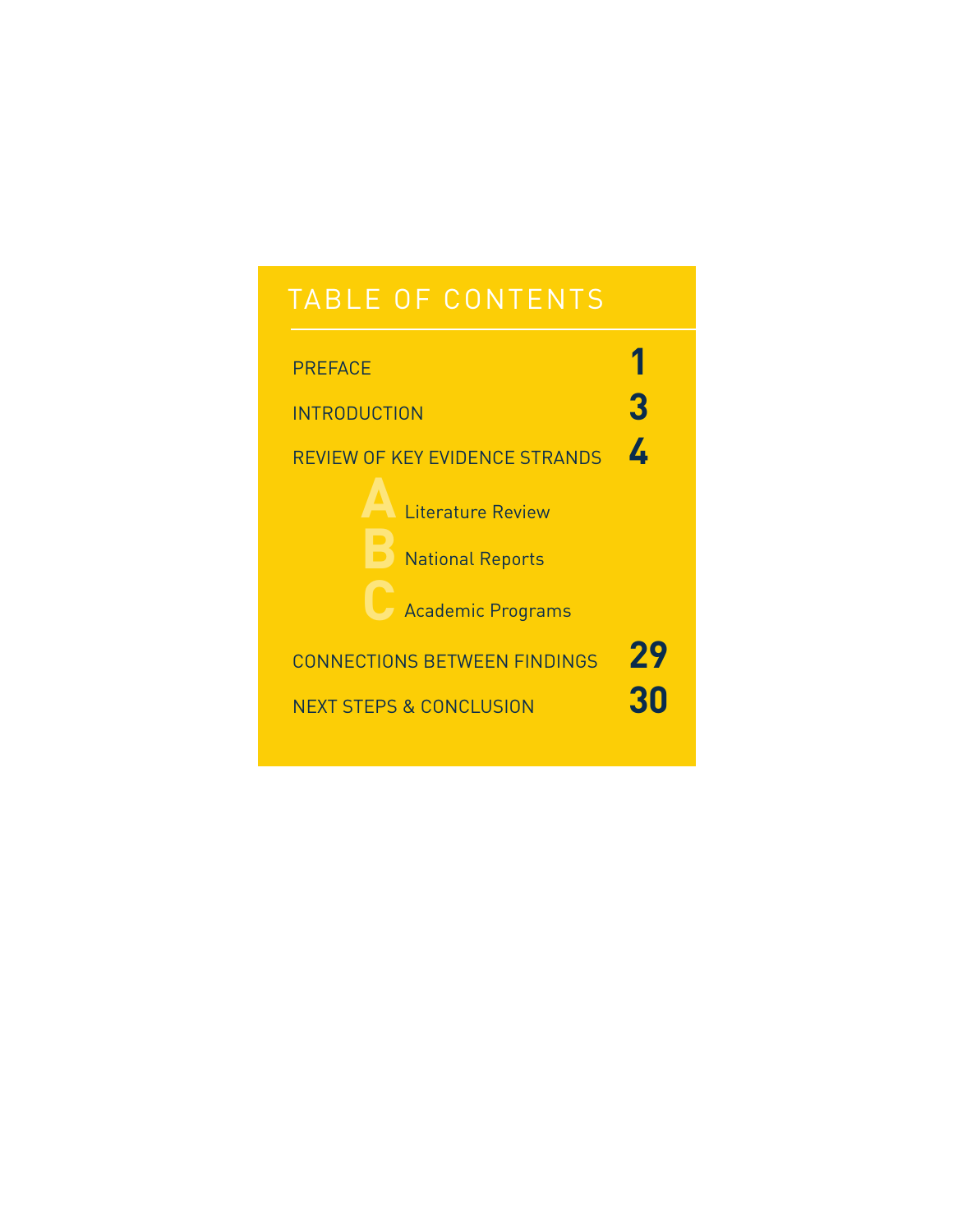# TABLE OF CONTENTS

| | |
|---|---|
| PREFACE | 1 |
| INTRODUCTION | 3 |
| REVIEW OF KEY EVIDENCE STRANDS | 4 |
| A Literature Review | |
| B National Reports | |
| C Academic Programs | |
| CONNECTIONS BETWEEN FINDINGS | 29 |
| NEXT STEPS & CONCLUSION | 30 |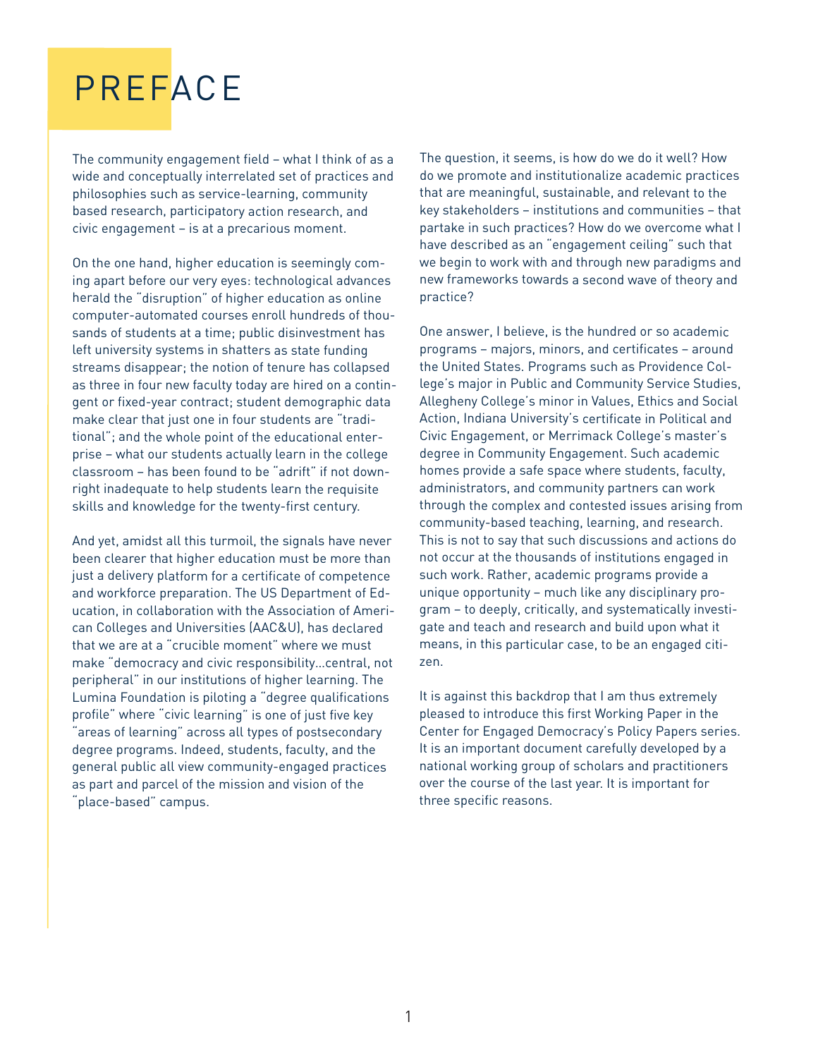# PREFACE

The community engagement field – what I think of as a wide and conceptually interrelated set of practices and philosophies such as service-learning, community based research, participatory action research, and civic engagement – is at a precarious moment.

On the one hand, higher education is seemingly coming apart before our very eyes: technological advances herald the "disruption" of higher education as online computer-automated courses enroll hundreds of thousands of students at a time; public disinvestment has left university systems in shatters as state funding streams disappear; the notion of tenure has collapsed as three in four new faculty today are hired on a contingent or fixed-year contract; student demographic data make clear that just one in four students are "traditional"; and the whole point of the educational enterprise – what our students actually learn in the college classroom – has been found to be "adrift" if not downright inadequate to help students learn the requisite skills and knowledge for the twenty-first century.

And yet, amidst all this turmoil, the signals have never been clearer that higher education must be more than just a delivery platform for a certificate of competence and workforce preparation. The US Department of Education, in collaboration with the Association of American Colleges and Universities (AAC&U), has declared that we are at a "crucible moment" where we must make "democracy and civic responsibility…central, not peripheral" in our institutions of higher learning. The Lumina Foundation is piloting a "degree qualifications profile" where "civic learning" is one of just five key "areas of learning" across all types of postsecondary degree programs. Indeed, students, faculty, and the general public all view community-engaged practices as part and parcel of the mission and vision of the "place-based" campus.

The question, it seems, is how do we do it well? How do we promote and institutionalize academic practices that are meaningful, sustainable, and relevant to the key stakeholders – institutions and communities – that partake in such practices? How do we overcome what I have described as an "engagement ceiling" such that we begin to work with and through new paradigms and new frameworks towards a second wave of theory and practice?

One answer, I believe, is the hundred or so academic programs – majors, minors, and certificates – around the United States. Programs such as Providence College's major in Public and Community Service Studies, Allegheny College's minor in Values, Ethics and Social Action, Indiana University's certificate in Political and Civic Engagement, or Merrimack College's master's degree in Community Engagement. Such academic homes provide a safe space where students, faculty, administrators, and community partners can work through the complex and contested issues arising from community-based teaching, learning, and research. This is not to say that such discussions and actions do not occur at the thousands of institutions engaged in such work. Rather, academic programs provide a unique opportunity – much like any disciplinary program – to deeply, critically, and systematically investigate and teach and research and build upon what it means, in this particular case, to be an engaged citizen.

It is against this backdrop that I am thus extremely pleased to introduce this first Working Paper in the Center for Engaged Democracy's Policy Papers series. It is an important document carefully developed by a national working group of scholars and practitioners over the course of the last year. It is important for three specific reasons.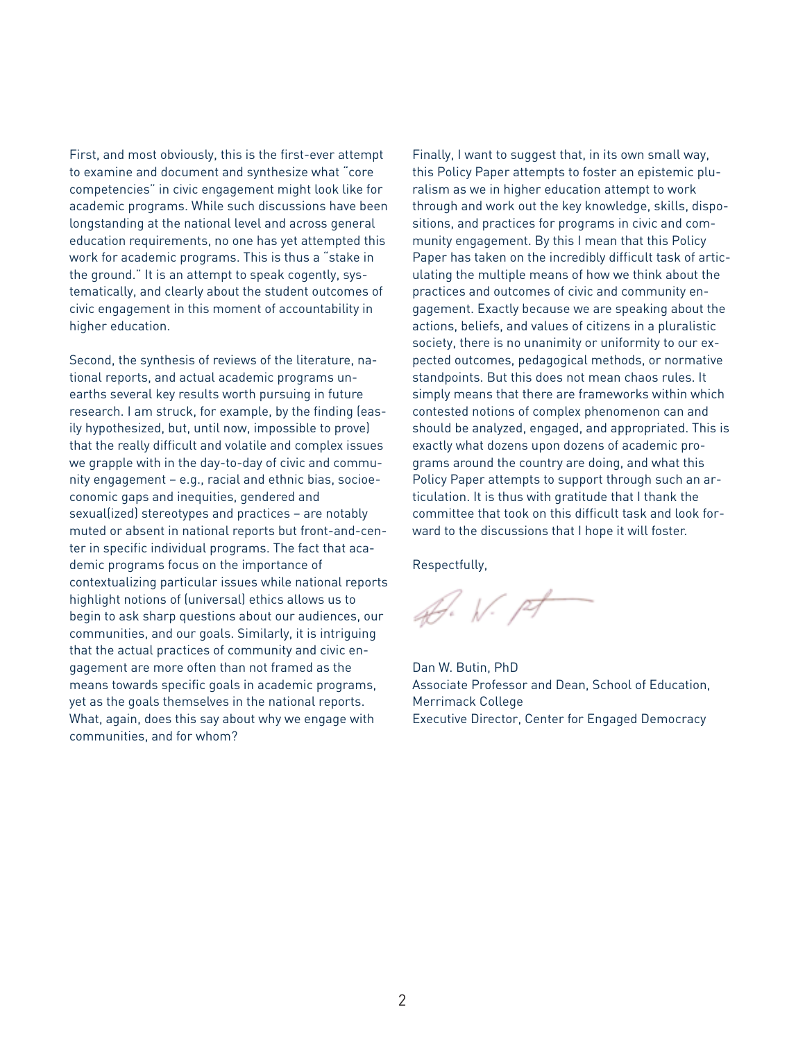First, and most obviously, this is the first-ever attempt to examine and document and synthesize what "core competencies" in civic engagement might look like for academic programs. While such discussions have been longstanding at the national level and across general education requirements, no one has yet attempted this work for academic programs. This is thus a "stake in the ground." It is an attempt to speak cogently, systematically, and clearly about the student outcomes of civic engagement in this moment of accountability in higher education.

Second, the synthesis of reviews of the literature, national reports, and actual academic programs unearths several key results worth pursuing in future research. I am struck, for example, by the finding (easily hypothesized, but, until now, impossible to prove) that the really difficult and volatile and complex issues we grapple with in the day-to-day of civic and community engagement – e.g., racial and ethnic bias, socioeconomic gaps and inequities, gendered and sexual(ized) stereotypes and practices – are notably muted or absent in national reports but front-and-center in specific individual programs. The fact that academic programs focus on the importance of contextualizing particular issues while national reports highlight notions of (universal) ethics allows us to begin to ask sharp questions about our audiences, our communities, and our goals. Similarly, it is intriguing that the actual practices of community and civic engagement are more often than not framed as the means towards specific goals in academic programs, yet as the goals themselves in the national reports. What, again, does this say about why we engage with communities, and for whom?

Finally, I want to suggest that, in its own small way, this Policy Paper attempts to foster an epistemic pluralism as we in higher education attempt to work through and work out the key knowledge, skills, dispositions, and practices for programs in civic and community engagement. By this I mean that this Policy Paper has taken on the incredibly difficult task of articulating the multiple means of how we think about the practices and outcomes of civic and community engagement. Exactly because we are speaking about the actions, beliefs, and values of citizens in a pluralistic society, there is no unanimity or uniformity to our expected outcomes, pedagogical methods, or normative standpoints. But this does not mean chaos rules. It simply means that there are frameworks within which contested notions of complex phenomenon can and should be analyzed, engaged, and appropriated. This is exactly what dozens upon dozens of academic programs around the country are doing, and what this Policy Paper attempts to support through such an articulation. It is thus with gratitude that I thank the committee that took on this difficult task and look forward to the discussions that I hope it will foster.

Respectfully,

Dan W. Butin, PhD
Associate Professor and Dean, School of Education, Merrimack College
Executive Director, Center for Engaged Democracy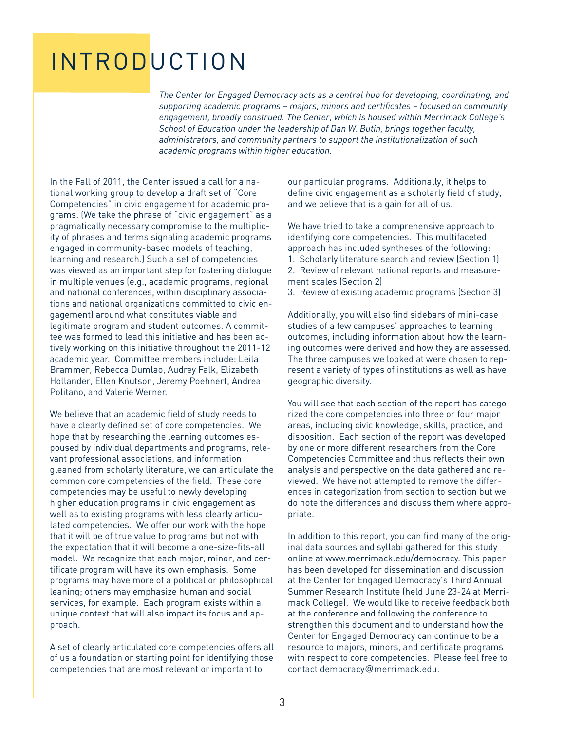# INTRODUCTION

*The Center for Engaged Democracy acts as a central hub for developing, coordinating, and supporting academic programs – majors, minors and certificates – focused on community engagement, broadly construed. The Center, which is housed within Merrimack College's School of Education under the leadership of Dan W. Butin, brings together faculty, administrators, and community partners to support the institutionalization of such academic programs within higher education.*

In the Fall of 2011, the Center issued a call for a national working group to develop a draft set of "Core Competencies" in civic engagement for academic programs. (We take the phrase of "civic engagement" as a pragmatically necessary compromise to the multiplicity of phrases and terms signaling academic programs engaged in community-based models of teaching, learning and research.) Such a set of competencies was viewed as an important step for fostering dialogue in multiple venues (e.g., academic programs, regional and national conferences, within disciplinary associations and national organizations committed to civic engagement) around what constitutes viable and legitimate program and student outcomes. A committee was formed to lead this initiative and has been actively working on this initiative throughout the 2011-12 academic year. Committee members include: Leila Brammer, Rebecca Dumlao, Audrey Falk, Elizabeth Hollander, Ellen Knutson, Jeremy Poehnert, Andrea Politano, and Valerie Werner.

We believe that an academic field of study needs to have a clearly defined set of core competencies. We hope that by researching the learning outcomes espoused by individual departments and programs, relevant professional associations, and information gleaned from scholarly literature, we can articulate the common core competencies of the field. These core competencies may be useful to newly developing higher education programs in civic engagement as well as to existing programs with less clearly articulated competencies. We offer our work with the hope that it will be of true value to programs but not with the expectation that it will become a one-size-fits-all model. We recognize that each major, minor, and certificate program will have its own emphasis. Some programs may have more of a political or philosophical leaning; others may emphasize human and social services, for example. Each program exists within a unique context that will also impact its focus and approach.

A set of clearly articulated core competencies offers all of us a foundation or starting point for identifying those competencies that are most relevant or important to our particular programs. Additionally, it helps to define civic engagement as a scholarly field of study, and we believe that is a gain for all of us.

We have tried to take a comprehensive approach to identifying core competencies. This multifaceted approach has included syntheses of the following:

1. Scholarly literature search and review (Section 1)
2. Review of relevant national reports and measurement scales (Section 2)
3. Review of existing academic programs (Section 3)

Additionally, you will also find sidebars of mini-case studies of a few campuses' approaches to learning outcomes, including information about how the learning outcomes were derived and how they are assessed. The three campuses we looked at were chosen to represent a variety of types of institutions as well as have geographic diversity.

You will see that each section of the report has categorized the core competencies into three or four major areas, including civic knowledge, skills, practice, and disposition. Each section of the report was developed by one or more different researchers from the Core Competencies Committee and thus reflects their own analysis and perspective on the data gathered and reviewed. We have not attempted to remove the differences in categorization from section to section but we do note the differences and discuss them where appropriate.

In addition to this report, you can find many of the original data sources and syllabi gathered for this study online at www.merrimack.edu/democracy. This paper has been developed for dissemination and discussion at the Center for Engaged Democracy's Third Annual Summer Research Institute (held June 23-24 at Merrimack College). We would like to receive feedback both at the conference and following the conference to strengthen this document and to understand how the Center for Engaged Democracy can continue to be a resource to majors, minors, and certificate programs with respect to core competencies. Please feel free to contact democracy@merrimack.edu.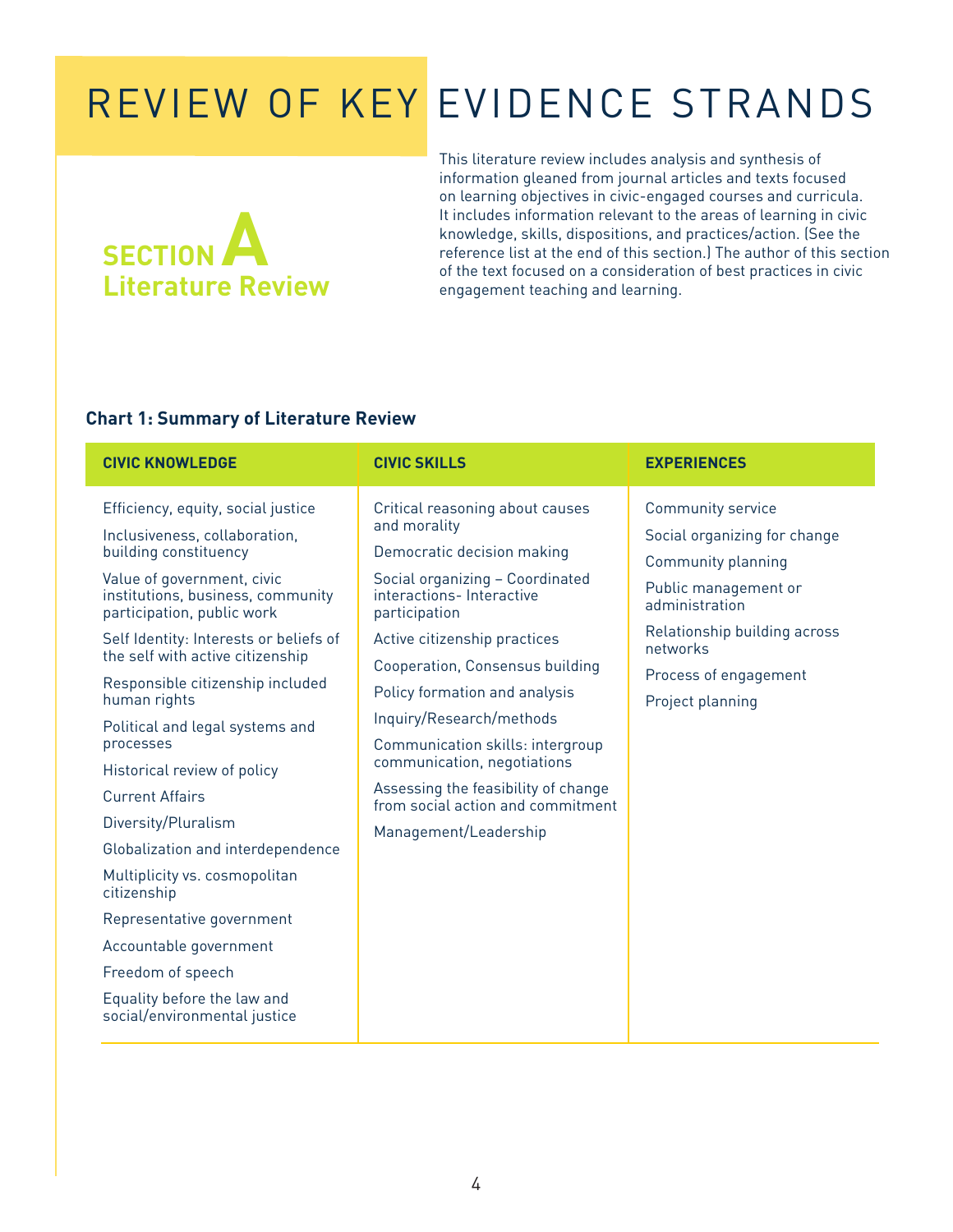# REVIEW OF KEY EVIDENCE STRANDS

## SECTION A
## Literature Review

This literature review includes analysis and synthesis of information gleaned from journal articles and texts focused on learning objectives in civic-engaged courses and curricula. It includes information relevant to the areas of learning in civic knowledge, skills, dispositions, and practices/action. (See the reference list at the end of this section.) The author of this section of the text focused on a consideration of best practices in civic engagement teaching and learning.

**Chart 1: Summary of Literature Review**

| CIVIC KNOWLEDGE | CIVIC SKILLS | EXPERIENCES |
|---|---|---|
| Efficiency, equity, social justice | Critical reasoning about causes and morality | Community service |
| Inclusiveness, collaboration, building constituency | Democratic decision making | Social organizing for change |
| Value of government, civic institutions, business, community participation, public work | Social organizing – Coordinated interactions- Interactive participation | Community planning |
| Self Identity: Interests or beliefs of the self with active citizenship | Active citizenship practices | Public management or administration |
| Responsible citizenship included human rights | Cooperation, Consensus building | Relationship building across networks |
| Political and legal systems and processes | Policy formation and analysis | Process of engagement |
| Historical review of policy | Inquiry/Research/methods | Project planning |
| Current Affairs | Communication skills: intergroup communication, negotiations | |
| Diversity/Pluralism | Assessing the feasibility of change from social action and commitment | |
| Globalization and interdependence | Management/Leadership | |
| Multiplicity vs. cosmopolitan citizenship | | |
| Representative government | | |
| Accountable government | | |
| Freedom of speech | | |
| Equality before the law and social/environmental justice | | |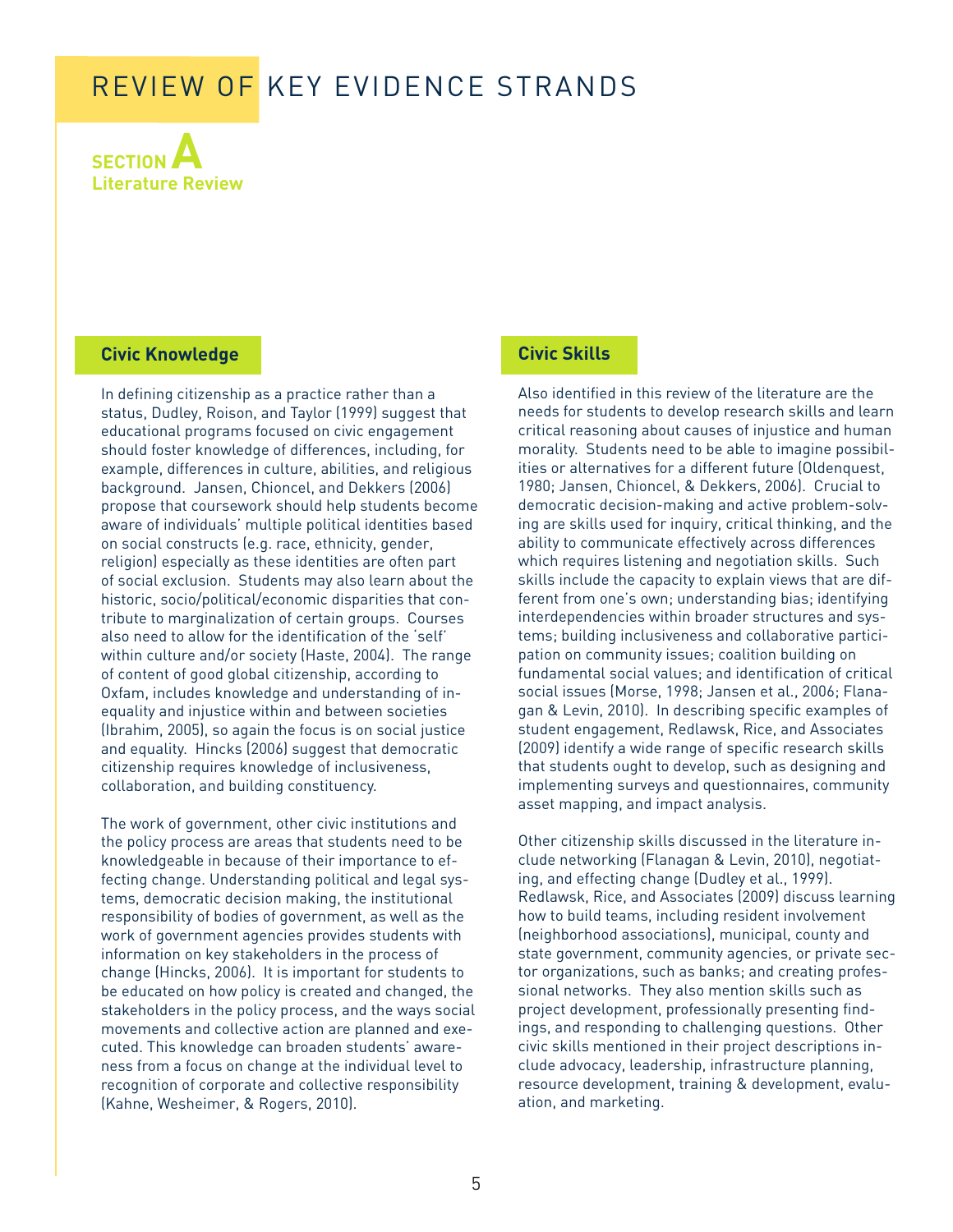# REVIEW OF KEY EVIDENCE STRANDS

**SECTION A**
**Literature Review**

## Civic Knowledge

In defining citizenship as a practice rather than a status, Dudley, Roison, and Taylor (1999) suggest that educational programs focused on civic engagement should foster knowledge of differences, including, for example, differences in culture, abilities, and religious background. Jansen, Chioncel, and Dekkers (2006) propose that coursework should help students become aware of individuals' multiple political identities based on social constructs (e.g. race, ethnicity, gender, religion) especially as these identities are often part of social exclusion. Students may also learn about the historic, socio/political/economic disparities that contribute to marginalization of certain groups. Courses also need to allow for the identification of the 'self' within culture and/or society (Haste, 2004). The range of content of good global citizenship, according to Oxfam, includes knowledge and understanding of inequality and injustice within and between societies (Ibrahim, 2005), so again the focus is on social justice and equality. Hincks (2006) suggest that democratic citizenship requires knowledge of inclusiveness, collaboration, and building constituency.

The work of government, other civic institutions and the policy process are areas that students need to be knowledgeable in because of their importance to effecting change. Understanding political and legal systems, democratic decision making, the institutional responsibility of bodies of government, as well as the work of government agencies provides students with information on key stakeholders in the process of change (Hincks, 2006). It is important for students to be educated on how policy is created and changed, the stakeholders in the policy process, and the ways social movements and collective action are planned and executed. This knowledge can broaden students' awareness from a focus on change at the individual level to recognition of corporate and collective responsibility (Kahne, Wesheimer, & Rogers, 2010).

## Civic Skills

Also identified in this review of the literature are the needs for students to develop research skills and learn critical reasoning about causes of injustice and human morality. Students need to be able to imagine possibilities or alternatives for a different future (Oldenquest, 1980; Jansen, Chioncel, & Dekkers, 2006). Crucial to democratic decision-making and active problem-solving are skills used for inquiry, critical thinking, and the ability to communicate effectively across differences which requires listening and negotiation skills. Such skills include the capacity to explain views that are different from one's own; understanding bias; identifying interdependencies within broader structures and systems; building inclusiveness and collaborative participation on community issues; coalition building on fundamental social values; and identification of critical social issues (Morse, 1998; Jansen et al., 2006; Flanagan & Levin, 2010). In describing specific examples of student engagement, Redlawsk, Rice, and Associates (2009) identify a wide range of specific research skills that students ought to develop, such as designing and implementing surveys and questionnaires, community asset mapping, and impact analysis.

Other citizenship skills discussed in the literature include networking (Flanagan & Levin, 2010), negotiating, and effecting change (Dudley et al., 1999). Redlawsk, Rice, and Associates (2009) discuss learning how to build teams, including resident involvement (neighborhood associations), municipal, county and state government, community agencies, or private sector organizations, such as banks; and creating professional networks. They also mention skills such as project development, professionally presenting findings, and responding to challenging questions. Other civic skills mentioned in their project descriptions include advocacy, leadership, infrastructure planning, resource development, training & development, evaluation, and marketing.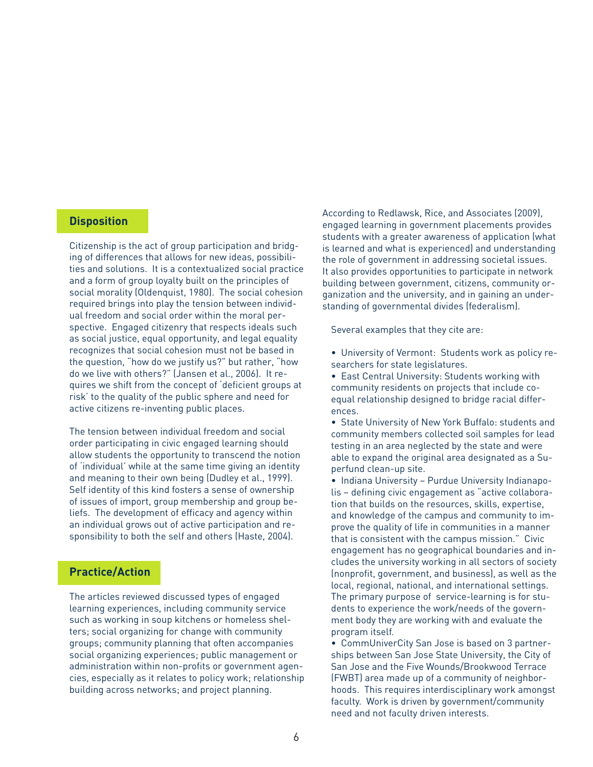## Disposition

Citizenship is the act of group participation and bridging of differences that allows for new ideas, possibilities and solutions. It is a contextualized social practice and a form of group loyalty built on the principles of social morality (Oldenquist, 1980). The social cohesion required brings into play the tension between individual freedom and social order within the moral perspective. Engaged citizenry that respects ideals such as social justice, equal opportunity, and legal equality recognizes that social cohesion must not be based in the question, "how do we justify us?" but rather, "how do we live with others?" (Jansen et al., 2006). It requires we shift from the concept of 'deficient groups at risk' to the quality of the public sphere and need for active citizens re-inventing public places.

The tension between individual freedom and social order participating in civic engaged learning should allow students the opportunity to transcend the notion of 'individual' while at the same time giving an identity and meaning to their own being (Dudley et al., 1999). Self identity of this kind fosters a sense of ownership of issues of import, group membership and group beliefs. The development of efficacy and agency within an individual grows out of active participation and responsibility to both the self and others (Haste, 2004).

## Practice/Action

The articles reviewed discussed types of engaged learning experiences, including community service such as working in soup kitchens or homeless shelters; social organizing for change with community groups; community planning that often accompanies social organizing experiences; public management or administration within non-profits or government agencies, especially as it relates to policy work; relationship building across networks; and project planning.

According to Redlawsk, Rice, and Associates (2009), engaged learning in government placements provides students with a greater awareness of application (what is learned and what is experienced) and understanding the role of government in addressing societal issues. It also provides opportunities to participate in network building between government, citizens, community organization and the university, and in gaining an understanding of governmental divides (federalism).

Several examples that they cite are:

- University of Vermont: Students work as policy researchers for state legislatures.
- East Central University: Students working with community residents on projects that include co-equal relationship designed to bridge racial differences.
- State University of New York Buffalo: students and community members collected soil samples for lead testing in an area neglected by the state and were able to expand the original area designated as a Superfund clean-up site.
- Indiana University – Purdue University Indianapolis – defining civic engagement as "active collaboration that builds on the resources, skills, expertise, and knowledge of the campus and community to improve the quality of life in communities in a manner that is consistent with the campus mission." Civic engagement has no geographical boundaries and includes the university working in all sectors of society (nonprofit, government, and business), as well as the local, regional, national, and international settings. The primary purpose of service-learning is for students to experience the work/needs of the government body they are working with and evaluate the program itself.
- CommUniverCity San Jose is based on 3 partnerships between San Jose State University, the City of San Jose and the Five Wounds/Brookwood Terrace (FWBT) area made up of a community of neighborhoods. This requires interdisciplinary work amongst faculty. Work is driven by government/community need and not faculty driven interests.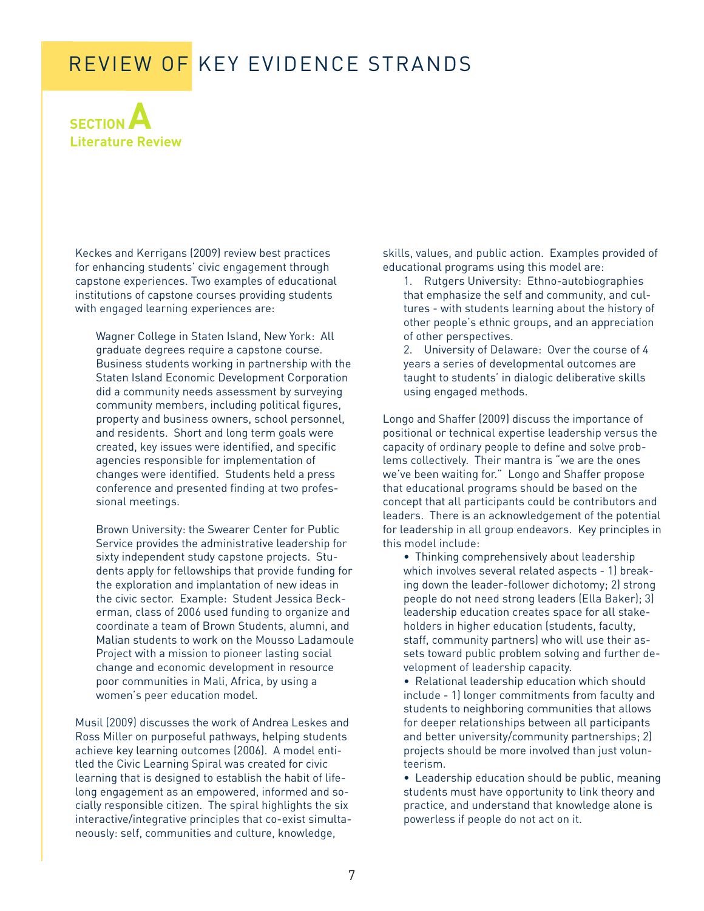# REVIEW OF KEY EVIDENCE STRANDS

## SECTION A
### Literature Review

Keckes and Kerrigans (2009) review best practices for enhancing students' civic engagement through capstone experiences. Two examples of educational institutions of capstone courses providing students with engaged learning experiences are:

> Wagner College in Staten Island, New York: All graduate degrees require a capstone course. Business students working in partnership with the Staten Island Economic Development Corporation did a community needs assessment by surveying community members, including political figures, property and business owners, school personnel, and residents. Short and long term goals were created, key issues were identified, and specific agencies responsible for implementation of changes were identified. Students held a press conference and presented finding at two professional meetings.
>
> Brown University: the Swearer Center for Public Service provides the administrative leadership for sixty independent study capstone projects. Students apply for fellowships that provide funding for the exploration and implantation of new ideas in the civic sector. Example: Student Jessica Beckerman, class of 2006 used funding to organize and coordinate a team of Brown Students, alumni, and Malian students to work on the Mousso Ladamoule Project with a mission to pioneer lasting social change and economic development in resource poor communities in Mali, Africa, by using a women's peer education model.

Musil (2009) discusses the work of Andrea Leskes and Ross Miller on purposeful pathways, helping students achieve key learning outcomes (2006). A model entitled the Civic Learning Spiral was created for civic learning that is designed to establish the habit of lifelong engagement as an empowered, informed and socially responsible citizen. The spiral highlights the six interactive/integrative principles that co-exist simultaneously: self, communities and culture, knowledge, skills, values, and public action. Examples provided of educational programs using this model are:

1. Rutgers University: Ethno-autobiographies that emphasize the self and community, and cultures - with students learning about the history of other people's ethnic groups, and an appreciation of other perspectives.
2. University of Delaware: Over the course of 4 years a series of developmental outcomes are taught to students' in dialogic deliberative skills using engaged methods.

Longo and Shaffer (2009) discuss the importance of positional or technical expertise leadership versus the capacity of ordinary people to define and solve problems collectively. Their mantra is "we are the ones we've been waiting for." Longo and Shaffer propose that educational programs should be based on the concept that all participants could be contributors and leaders. There is an acknowledgement of the potential for leadership in all group endeavors. Key principles in this model include:

- Thinking comprehensively about leadership which involves several related aspects - 1) breaking down the leader-follower dichotomy; 2) strong people do not need strong leaders (Ella Baker); 3) leadership education creates space for all stakeholders in higher education (students, faculty, staff, community partners) who will use their assets toward public problem solving and further development of leadership capacity.
- Relational leadership education which should include - 1) longer commitments from faculty and students to neighboring communities that allows for deeper relationships between all participants and better university/community partnerships; 2) projects should be more involved than just volunteerism.
- Leadership education should be public, meaning students must have opportunity to link theory and practice, and understand that knowledge alone is powerless if people do not act on it.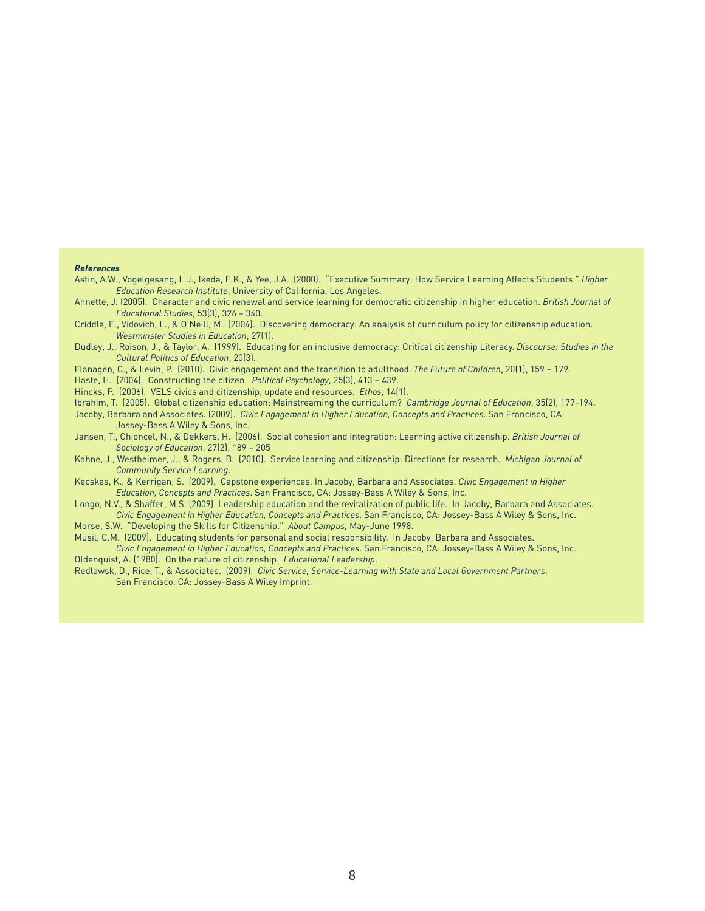***References***

Astin, A.W., Vogelgesang, L.J., Ikeda, E.K., & Yee, J.A. (2000). "Executive Summary: How Service Learning Affects Students." *Higher Education Research Institute*, University of California, Los Angeles.

Annette, J. (2005). Character and civic renewal and service learning for democratic citizenship in higher education. *British Journal of Educational Studies*, 53(3), 326 – 340.

Criddle, E., Vidovich, L., & O'Neill, M. (2004). Discovering democracy: An analysis of curriculum policy for citizenship education. *Westminster Studies in Education*, 27(1).

Dudley, J., Roison, J., & Taylor, A. (1999). Educating for an inclusive democracy: Critical citizenship Literacy. *Discourse: Studies in the Cultural Politics of Education*, 20(3).

Flanagen, C., & Levin, P. (2010). Civic engagement and the transition to adulthood. *The Future of Children*, 20(1), 159 – 179.

Haste, H. (2004). Constructing the citizen. *Political Psychology*, 25(3), 413 – 439.

Hincks, P. (2006). VELS civics and citizenship, update and resources. *Ethos*, 14(1).

Ibrahim, T. (2005). Global citizenship education: Mainstreaming the curriculum? *Cambridge Journal of Education*, 35(2), 177-194.

Jacoby, Barbara and Associates. (2009). *Civic Engagement in Higher Education, Concepts and Practices*. San Francisco, CA: Jossey-Bass A Wiley & Sons, Inc.

Jansen, T., Chioncel, N., & Dekkers, H. (2006). Social cohesion and integration: Learning active citizenship. *British Journal of Sociology of Education*, 27(2), 189 – 205

Kahne, J., Westheimer, J., & Rogers, B. (2010). Service learning and citizenship: Directions for research. *Michigan Journal of Community Service Learning*.

Kecskes, K., & Kerrigan, S. (2009). Capstone experiences. In Jacoby, Barbara and Associates. *Civic Engagement in Higher Education, Concepts and Practices*. San Francisco, CA: Jossey-Bass A Wiley & Sons, Inc.

Longo, N.V., & Shaffer, M.S. (2009). Leadership education and the revitalization of public life. In Jacoby, Barbara and Associates. *Civic Engagement in Higher Education, Concepts and Practices*. San Francisco, CA: Jossey-Bass A Wiley & Sons, Inc.

Morse, S.W. "Developing the Skills for Citizenship." *About Campus*, May-June 1998.

Musil, C.M. (2009). Educating students for personal and social responsibility. In Jacoby, Barbara and Associates. *Civic Engagement in Higher Education, Concepts and Practices*. San Francisco, CA: Jossey-Bass A Wiley & Sons, Inc.

Oldenquist, A. (1980). On the nature of citizenship. *Educational Leadership*.

Redlawsk, D., Rice, T., & Associates. (2009). *Civic Service, Service-Learning with State and Local Government Partners*. San Francisco, CA: Jossey-Bass A Wiley Imprint.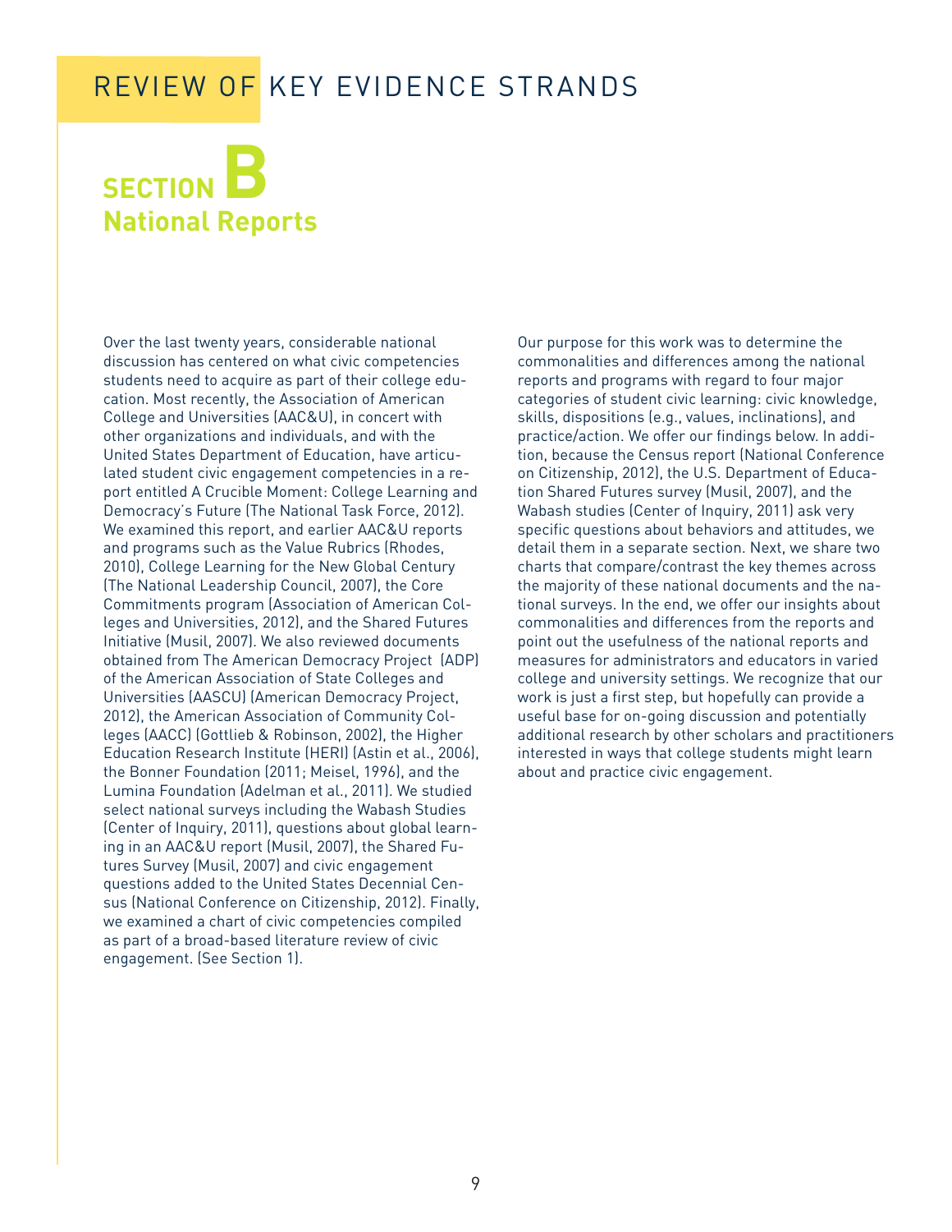# REVIEW OF KEY EVIDENCE STRANDS

## SECTION B
## National Reports

Over the last twenty years, considerable national discussion has centered on what civic competencies students need to acquire as part of their college education. Most recently, the Association of American College and Universities (AAC&U), in concert with other organizations and individuals, and with the United States Department of Education, have articulated student civic engagement competencies in a report entitled A Crucible Moment: College Learning and Democracy's Future (The National Task Force, 2012). We examined this report, and earlier AAC&U reports and programs such as the Value Rubrics (Rhodes, 2010), College Learning for the New Global Century (The National Leadership Council, 2007), the Core Commitments program (Association of American Colleges and Universities, 2012), and the Shared Futures Initiative (Musil, 2007). We also reviewed documents obtained from The American Democracy Project (ADP) of the American Association of State Colleges and Universities (AASCU) (American Democracy Project, 2012), the American Association of Community Colleges (AACC) (Gottlieb & Robinson, 2002), the Higher Education Research Institute (HERI) (Astin et al., 2006), the Bonner Foundation (2011; Meisel, 1996), and the Lumina Foundation (Adelman et al., 2011). We studied select national surveys including the Wabash Studies (Center of Inquiry, 2011), questions about global learning in an AAC&U report (Musil, 2007), the Shared Futures Survey (Musil, 2007) and civic engagement questions added to the United States Decennial Census (National Conference on Citizenship, 2012). Finally, we examined a chart of civic competencies compiled as part of a broad-based literature review of civic engagement. (See Section 1).

Our purpose for this work was to determine the commonalities and differences among the national reports and programs with regard to four major categories of student civic learning: civic knowledge, skills, dispositions (e.g., values, inclinations), and practice/action. We offer our findings below. In addition, because the Census report (National Conference on Citizenship, 2012), the U.S. Department of Education Shared Futures survey (Musil, 2007), and the Wabash studies (Center of Inquiry, 2011) ask very specific questions about behaviors and attitudes, we detail them in a separate section. Next, we share two charts that compare/contrast the key themes across the majority of these national documents and the national surveys. In the end, we offer our insights about commonalities and differences from the reports and point out the usefulness of the national reports and measures for administrators and educators in varied college and university settings. We recognize that our work is just a first step, but hopefully can provide a useful base for on-going discussion and potentially additional research by other scholars and practitioners interested in ways that college students might learn about and practice civic engagement.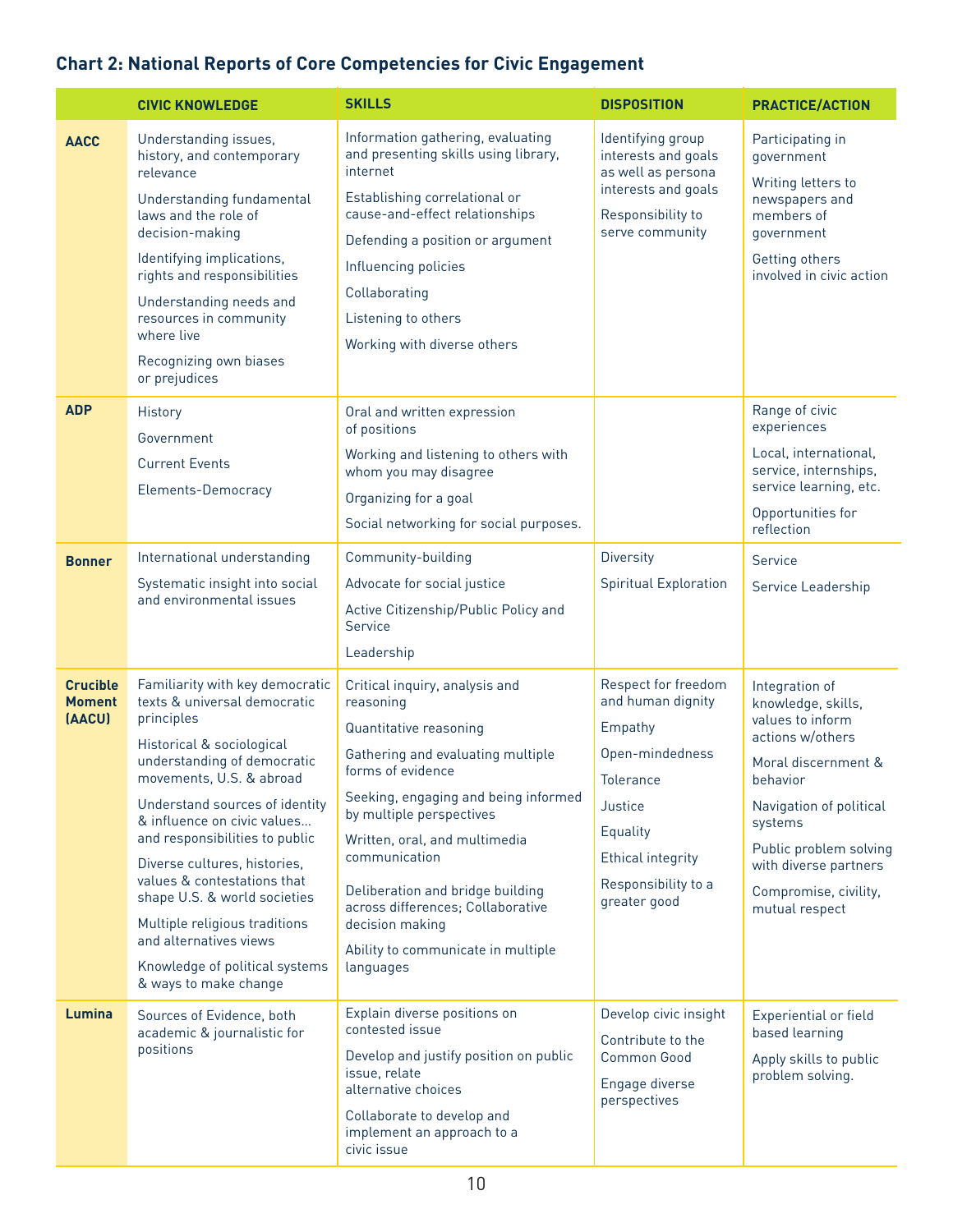### Chart 2: National Reports of Core Competencies for Civic Engagement

| | CIVIC KNOWLEDGE | SKILLS | DISPOSITION | PRACTICE/ACTION |
|---|---|---|---|---|
| **AACC** | Understanding issues, history, and contemporary relevance<br>Understanding fundamental laws and the role of decision-making<br>Identifying implications, rights and responsibilities<br>Understanding needs and resources in community where live<br>Recognizing own biases or prejudices | Information gathering, evaluating and presenting skills using library, internet<br>Establishing correlational or cause-and-effect relationships<br>Defending a position or argument<br>Influencing policies<br>Collaborating<br>Listening to others<br>Working with diverse others | Identifying group interests and goals as well as persona interests and goals<br>Responsibility to serve community | Participating in government<br>Writing letters to newspapers and members of government<br>Getting others involved in civic action |
| **ADP** | History<br>Government<br>Current Events<br>Elements-Democracy | Oral and written expression of positions<br>Working and listening to others with whom you may disagree<br>Organizing for a goal<br>Social networking for social purposes. | | Range of civic experiences<br>Local, international, service, internships, service learning, etc.<br>Opportunities for reflection |
| **Bonner** | International understanding<br>Systematic insight into social and environmental issues | Community-building<br>Advocate for social justice<br>Active Citizenship/Public Policy and Service<br>Leadership | Diversity<br>Spiritual Exploration | Service<br>Service Leadership |
| **Crucible Moment (AACU)** | Familiarity with key democratic texts & universal democratic principles<br>Historical & sociological understanding of democratic movements, U.S. & abroad<br>Understand sources of identity & influence on civic values… and responsibilities to public<br>Diverse cultures, histories, values & contestations that shape U.S. & world societies<br>Multiple religious traditions and alternatives views<br>Knowledge of political systems & ways to make change | Critical inquiry, analysis and reasoning<br>Quantitative reasoning<br>Gathering and evaluating multiple forms of evidence<br>Seeking, engaging and being informed by multiple perspectives<br>Written, oral, and multimedia communication<br>Deliberation and bridge building across differences; Collaborative decision making<br>Ability to communicate in multiple languages | Respect for freedom and human dignity<br>Empathy<br>Open-mindedness<br>Tolerance<br>Justice<br>Equality<br>Ethical integrity<br>Responsibility to a greater good | Integration of knowledge, skills, values to inform actions w/others<br>Moral discernment & behavior<br>Navigation of political systems<br>Public problem solving with diverse partners<br>Compromise, civility, mutual respect |
| **Lumina** | Sources of Evidence, both academic & journalistic for positions | Explain diverse positions on contested issue<br>Develop and justify position on public issue, relate alternative choices<br>Collaborate to develop and implement an approach to a civic issue | Develop civic insight<br>Contribute to the Common Good<br>Engage diverse perspectives | Experiential or field based learning<br>Apply skills to public problem solving. |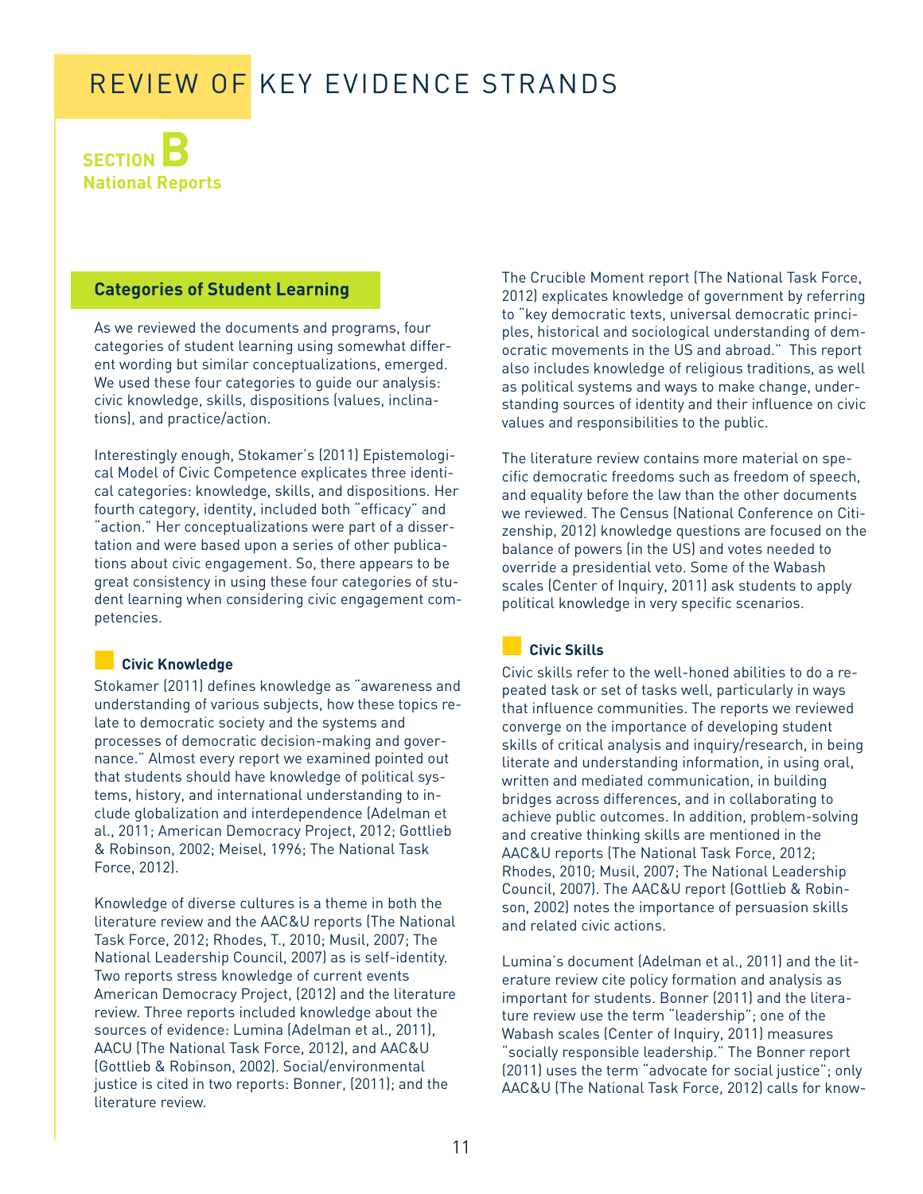# REVIEW OF KEY EVIDENCE STRANDS

## SECTION B
**National Reports**

### Categories of Student Learning

As we reviewed the documents and programs, four categories of student learning using somewhat different wording but similar conceptualizations, emerged. We used these four categories to guide our analysis: civic knowledge, skills, dispositions (values, inclinations), and practice/action.

Interestingly enough, Stokamer's (2011) Epistemological Model of Civic Competence explicates three identical categories: knowledge, skills, and dispositions. Her fourth category, identity, included both "efficacy" and "action." Her conceptualizations were part of a dissertation and were based upon a series of other publications about civic engagement. So, there appears to be great consistency in using these four categories of student learning when considering civic engagement competencies.

#### Civic Knowledge

Stokamer (2011) defines knowledge as "awareness and understanding of various subjects, how these topics relate to democratic society and the systems and processes of democratic decision-making and governance." Almost every report we examined pointed out that students should have knowledge of political systems, history, and international understanding to include globalization and interdependence (Adelman et al., 2011; American Democracy Project, 2012; Gottlieb & Robinson, 2002; Meisel, 1996; The National Task Force, 2012).

Knowledge of diverse cultures is a theme in both the literature review and the AAC&U reports (The National Task Force, 2012; Rhodes, T., 2010; Musil, 2007; The National Leadership Council, 2007) as is self-identity. Two reports stress knowledge of current events American Democracy Project, (2012) and the literature review. Three reports included knowledge about the sources of evidence: Lumina (Adelman et al., 2011), AACU (The National Task Force, 2012), and AAC&U (Gottlieb & Robinson, 2002). Social/environmental justice is cited in two reports: Bonner, (2011); and the literature review.

The Crucible Moment report (The National Task Force, 2012) explicates knowledge of government by referring to "key democratic texts, universal democratic principles, historical and sociological understanding of democratic movements in the US and abroad." This report also includes knowledge of religious traditions, as well as political systems and ways to make change, understanding sources of identity and their influence on civic values and responsibilities to the public.

The literature review contains more material on specific democratic freedoms such as freedom of speech, and equality before the law than the other documents we reviewed. The Census (National Conference on Citizenship, 2012) knowledge questions are focused on the balance of powers (in the US) and votes needed to override a presidential veto. Some of the Wabash scales (Center of Inquiry, 2011) ask students to apply political knowledge in very specific scenarios.

#### Civic Skills

Civic skills refer to the well-honed abilities to do a repeated task or set of tasks well, particularly in ways that influence communities. The reports we reviewed converge on the importance of developing student skills of critical analysis and inquiry/research, in being literate and understanding information, in using oral, written and mediated communication, in building bridges across differences, and in collaborating to achieve public outcomes. In addition, problem-solving and creative thinking skills are mentioned in the AAC&U reports (The National Task Force, 2012; Rhodes, 2010; Musil, 2007; The National Leadership Council, 2007). The AAC&U report (Gottlieb & Robinson, 2002) notes the importance of persuasion skills and related civic actions.

Lumina's document (Adelman et al., 2011) and the literature review cite policy formation and analysis as important for students. Bonner (2011) and the literature review use the term "leadership"; one of the Wabash scales (Center of Inquiry, 2011) measures "socially responsible leadership." The Bonner report (2011) uses the term "advocate for social justice"; only AAC&U (The National Task Force, 2012) calls for know-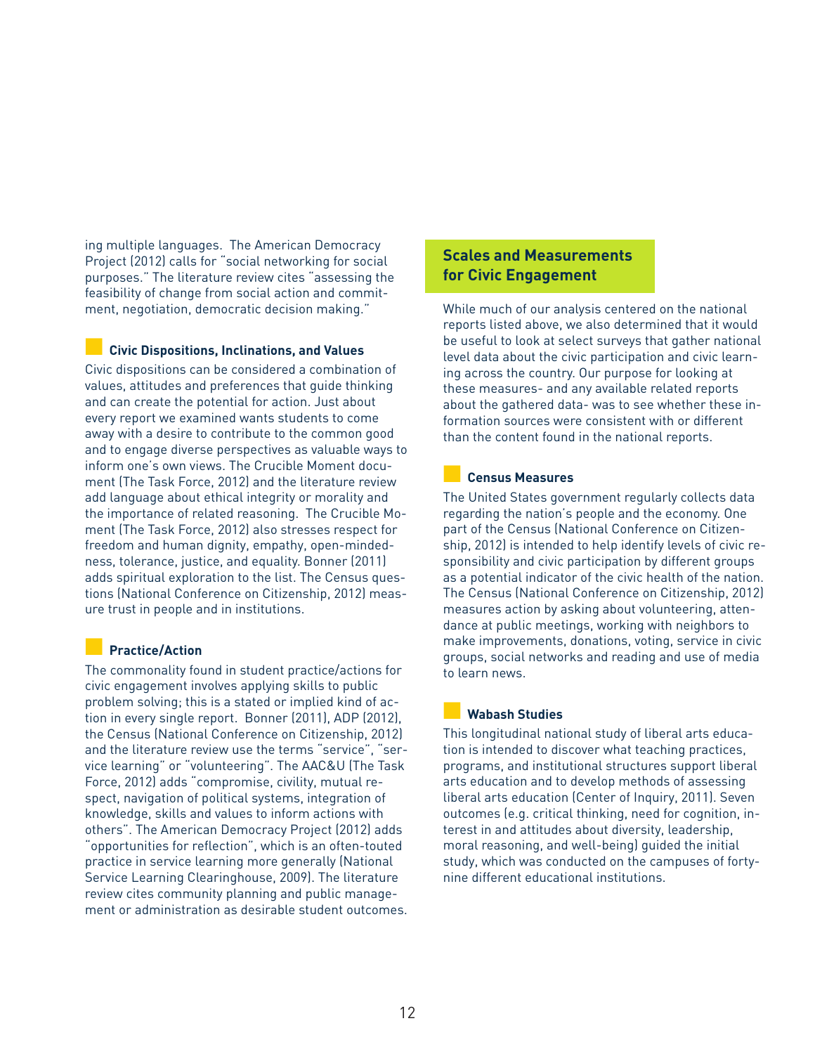ing multiple languages. The American Democracy Project (2012) calls for "social networking for social purposes." The literature review cites "assessing the feasibility of change from social action and commitment, negotiation, democratic decision making."

### Civic Dispositions, Inclinations, and Values

Civic dispositions can be considered a combination of values, attitudes and preferences that guide thinking and can create the potential for action. Just about every report we examined wants students to come away with a desire to contribute to the common good and to engage diverse perspectives as valuable ways to inform one's own views. The Crucible Moment document (The Task Force, 2012) and the literature review add language about ethical integrity or morality and the importance of related reasoning. The Crucible Moment (The Task Force, 2012) also stresses respect for freedom and human dignity, empathy, open-mindedness, tolerance, justice, and equality. Bonner (2011) adds spiritual exploration to the list. The Census questions (National Conference on Citizenship, 2012) measure trust in people and in institutions.

### Practice/Action

The commonality found in student practice/actions for civic engagement involves applying skills to public problem solving; this is a stated or implied kind of action in every single report. Bonner (2011), ADP (2012), the Census (National Conference on Citizenship, 2012) and the literature review use the terms "service", "service learning" or "volunteering". The AAC&U (The Task Force, 2012) adds "compromise, civility, mutual respect, navigation of political systems, integration of knowledge, skills and values to inform actions with others". The American Democracy Project (2012) adds "opportunities for reflection", which is an often-touted practice in service learning more generally (National Service Learning Clearinghouse, 2009). The literature review cites community planning and public management or administration as desirable student outcomes.

## Scales and Measurements for Civic Engagement

While much of our analysis centered on the national reports listed above, we also determined that it would be useful to look at select surveys that gather national level data about the civic participation and civic learning across the country. Our purpose for looking at these measures- and any available related reports about the gathered data- was to see whether these information sources were consistent with or different than the content found in the national reports.

### Census Measures

The United States government regularly collects data regarding the nation's people and the economy. One part of the Census (National Conference on Citizenship, 2012) is intended to help identify levels of civic responsibility and civic participation by different groups as a potential indicator of the civic health of the nation. The Census (National Conference on Citizenship, 2012) measures action by asking about volunteering, attendance at public meetings, working with neighbors to make improvements, donations, voting, service in civic groups, social networks and reading and use of media to learn news.

### Wabash Studies

This longitudinal national study of liberal arts education is intended to discover what teaching practices, programs, and institutional structures support liberal arts education and to develop methods of assessing liberal arts education (Center of Inquiry, 2011). Seven outcomes (e.g. critical thinking, need for cognition, interest in and attitudes about diversity, leadership, moral reasoning, and well-being) guided the initial study, which was conducted on the campuses of forty-nine different educational institutions.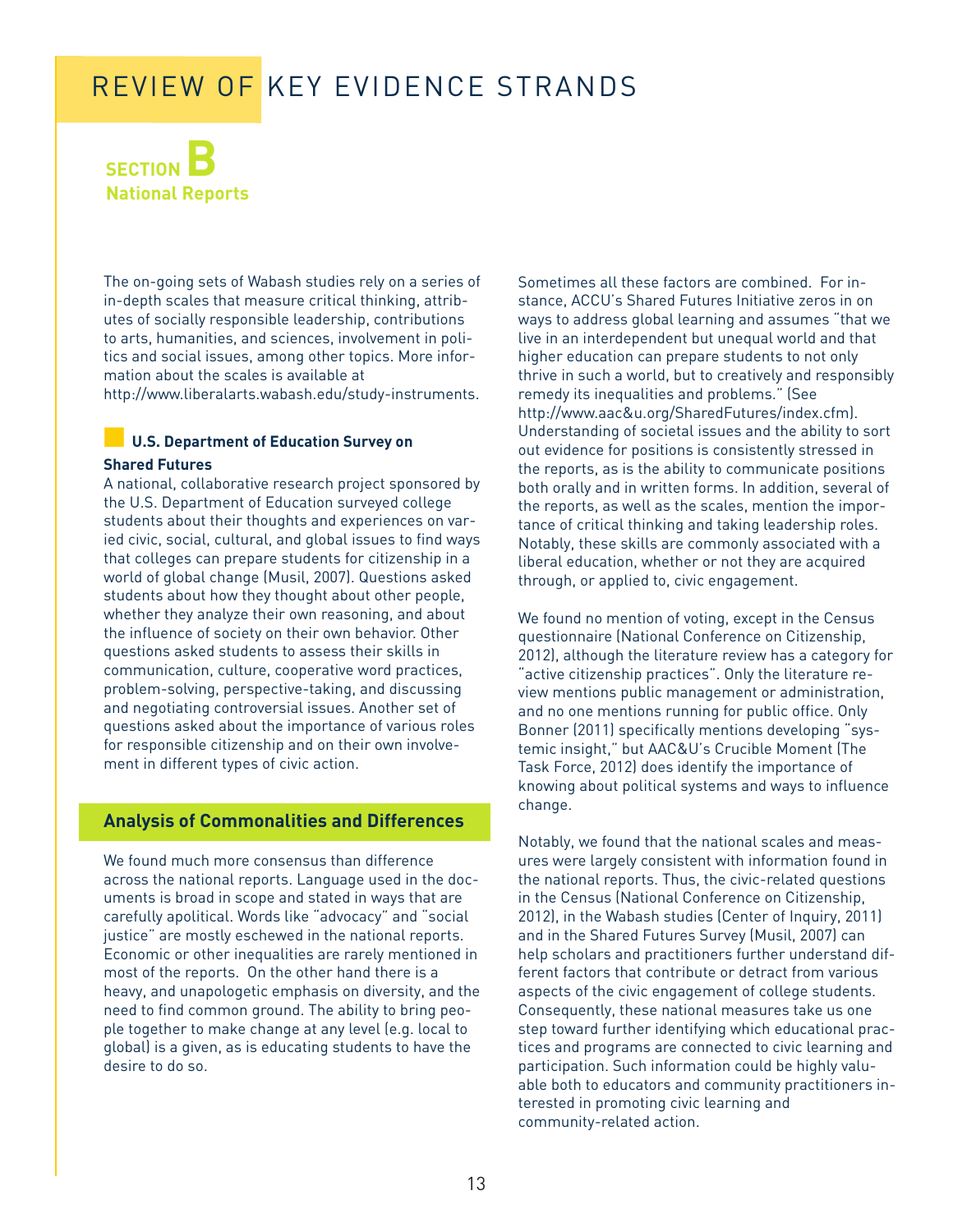# REVIEW OF KEY EVIDENCE STRANDS

## SECTION B
## National Reports

The on-going sets of Wabash studies rely on a series of in-depth scales that measure critical thinking, attributes of socially responsible leadership, contributions to arts, humanities, and sciences, involvement in politics and social issues, among other topics. More information about the scales is available at http://www.liberalarts.wabash.edu/study-instruments.

### U.S. Department of Education Survey on Shared Futures

A national, collaborative research project sponsored by the U.S. Department of Education surveyed college students about their thoughts and experiences on varied civic, social, cultural, and global issues to find ways that colleges can prepare students for citizenship in a world of global change (Musil, 2007). Questions asked students about how they thought about other people, whether they analyze their own reasoning, and about the influence of society on their own behavior. Other questions asked students to assess their skills in communication, culture, cooperative word practices, problem-solving, perspective-taking, and discussing and negotiating controversial issues. Another set of questions asked about the importance of various roles for responsible citizenship and on their own involvement in different types of civic action.

### Analysis of Commonalities and Differences

We found much more consensus than difference across the national reports. Language used in the documents is broad in scope and stated in ways that are carefully apolitical. Words like "advocacy" and "social justice" are mostly eschewed in the national reports. Economic or other inequalities are rarely mentioned in most of the reports. On the other hand there is a heavy, and unapologetic emphasis on diversity, and the need to find common ground. The ability to bring people together to make change at any level (e.g. local to global) is a given, as is educating students to have the desire to do so.

Sometimes all these factors are combined. For instance, ACCU's Shared Futures Initiative zeros in on ways to address global learning and assumes "that we live in an interdependent but unequal world and that higher education can prepare students to not only thrive in such a world, but to creatively and responsibly remedy its inequalities and problems." (See http://www.aac&u.org/SharedFutures/index.cfm). Understanding of societal issues and the ability to sort out evidence for positions is consistently stressed in the reports, as is the ability to communicate positions both orally and in written forms. In addition, several of the reports, as well as the scales, mention the importance of critical thinking and taking leadership roles. Notably, these skills are commonly associated with a liberal education, whether or not they are acquired through, or applied to, civic engagement.

We found no mention of voting, except in the Census questionnaire (National Conference on Citizenship, 2012), although the literature review has a category for "active citizenship practices". Only the literature review mentions public management or administration, and no one mentions running for public office. Only Bonner (2011) specifically mentions developing "systemic insight," but AAC&U's Crucible Moment (The Task Force, 2012) does identify the importance of knowing about political systems and ways to influence change.

Notably, we found that the national scales and measures were largely consistent with information found in the national reports. Thus, the civic-related questions in the Census (National Conference on Citizenship, 2012), in the Wabash studies (Center of Inquiry, 2011) and in the Shared Futures Survey (Musil, 2007) can help scholars and practitioners further understand different factors that contribute or detract from various aspects of the civic engagement of college students. Consequently, these national measures take us one step toward further identifying which educational practices and programs are connected to civic learning and participation. Such information could be highly valuable both to educators and community practitioners interested in promoting civic learning and community-related action.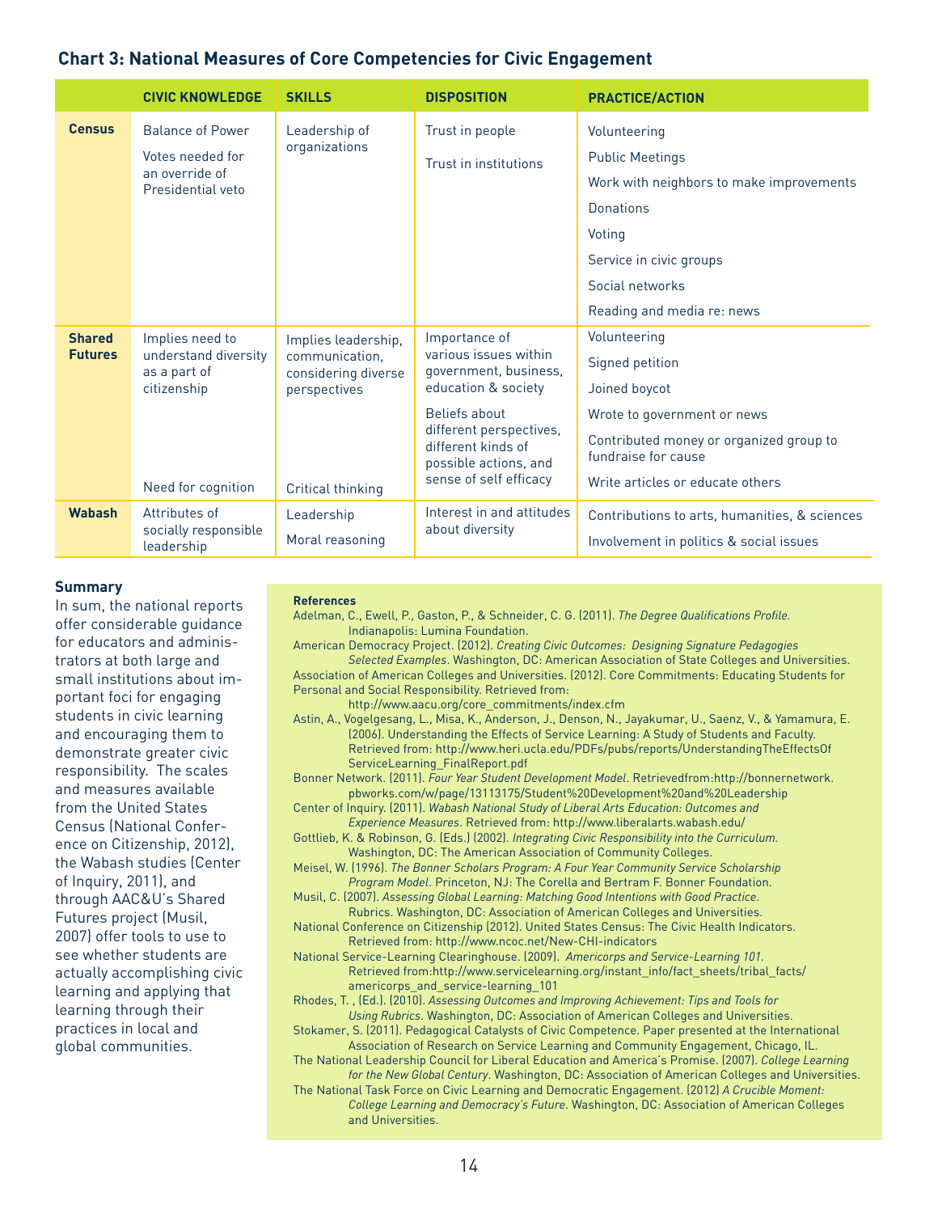## Chart 3: National Measures of Core Competencies for Civic Engagement

| | CIVIC KNOWLEDGE | SKILLS | DISPOSITION | PRACTICE/ACTION |
|---|---|---|---|---|
| **Census** | Balance of Power<br>Votes needed for an override of Presidential veto | Leadership of organizations | Trust in people<br>Trust in institutions | Volunteering<br>Public Meetings<br>Work with neighbors to make improvements<br>Donations<br>Voting<br>Service in civic groups<br>Social networks<br>Reading and media re: news |
| **Shared Futures** | Implies need to understand diversity as a part of citizenship<br>Need for cognition | Implies leadership, communication, considering diverse perspectives<br>Critical thinking | Importance of various issues within government, business, education & society<br>Beliefs about different perspectives, different kinds of possible actions, and sense of self efficacy | Volunteering<br>Signed petition<br>Joined boycott<br>Wrote to government or news<br>Contributed money or organized group to fundraise for cause<br>Write articles or educate others |
| **Wabash** | Attributes of socially responsible leadership | Leadership<br>Moral reasoning | Interest in and attitudes about diversity | Contributions to arts, humanities, & sciences<br>Involvement in politics & social issues |

### Summary

In sum, the national reports offer considerable guidance for educators and administrators at both large and small institutions about important foci for engaging students in civic learning and encouraging them to demonstrate greater civic responsibility. The scales and measures available from the United States Census (National Conference on Citizenship, 2012), the Wabash studies (Center of Inquiry, 2011), and through AAC&U's Shared Futures project (Musil, 2007) offer tools to use to see whether students are actually accomplishing civic learning and applying that learning through their practices in local and global communities.

#### References

Adelman, C., Ewell, P., Gaston, P., & Schneider, C. G. (2011). *The Degree Qualifications Profile.* Indianapolis: Lumina Foundation.

American Democracy Project. (2012). *Creating Civic Outcomes: Designing Signature Pedagogies Selected Examples*. Washington, DC: American Association of State Colleges and Universities.

Association of American Colleges and Universities. (2012). Core Commitments: Educating Students for Personal and Social Responsibility. Retrieved from: http://www.aacu.org/core_commitments/index.cfm

Astin, A., Vogelgesang, L., Misa, K., Anderson, J., Denson, N., Jayakumar, U., Saenz, V., & Yamamura, E. (2006). Understanding the Effects of Service Learning: A Study of Students and Faculty. Retrieved from: http://www.heri.ucla.edu/PDFs/pubs/reports/UnderstandingTheEffectsOf ServiceLearning_FinalReport.pdf

Bonner Network. (2011). *Four Year Student Development Model*. Retrievedfrom:http://bonnernetwork.pbworks.com/w/page/13113175/Student%20Development%20and%20Leadership

Center of Inquiry. (2011). *Wabash National Study of Liberal Arts Education: Outcomes and Experience Measures*. Retrieved from: http://www.liberalarts.wabash.edu/

Gottlieb, K. & Robinson, G. (Eds.) (2002). *Integrating Civic Responsibility into the Curriculum.* Washington, DC: The American Association of Community Colleges.

Meisel, W. (1996). *The Bonner Scholars Program: A Four Year Community Service Scholarship Program Model*. Princeton, NJ: The Corella and Bertram F. Bonner Foundation.

Musil, C. (2007). *Assessing Global Learning: Matching Good Intentions with Good Practice*. Rubrics. Washington, DC: Association of American Colleges and Universities.

National Conference on Citizenship (2012). United States Census: The Civic Health Indicators. Retrieved from: http://www.ncoc.net/New-CHI-indicators

National Service-Learning Clearinghouse. (2009). *Americorps and Service-Learning 101.* Retrieved from:http://www.servicelearning.org/instant_info/fact_sheets/tribal_facts/americorps_and_service-learning_101

Rhodes, T. , (Ed.). (2010). *Assessing Outcomes and Improving Achievement: Tips and Tools for Using Rubrics*. Washington, DC: Association of American Colleges and Universities.

Stokamer, S. (2011). Pedagogical Catalysts of Civic Competence. Paper presented at the International Association of Research on Service Learning and Community Engagement, Chicago, IL.

The National Leadership Council for Liberal Education and America's Promise. (2007). *College Learning for the New Global Century*. Washington, DC: Association of American Colleges and Universities.

The National Task Force on Civic Learning and Democratic Engagement. (2012) *A Crucible Moment: College Learning and Democracy's Future*. Washington, DC: Association of American Colleges and Universities.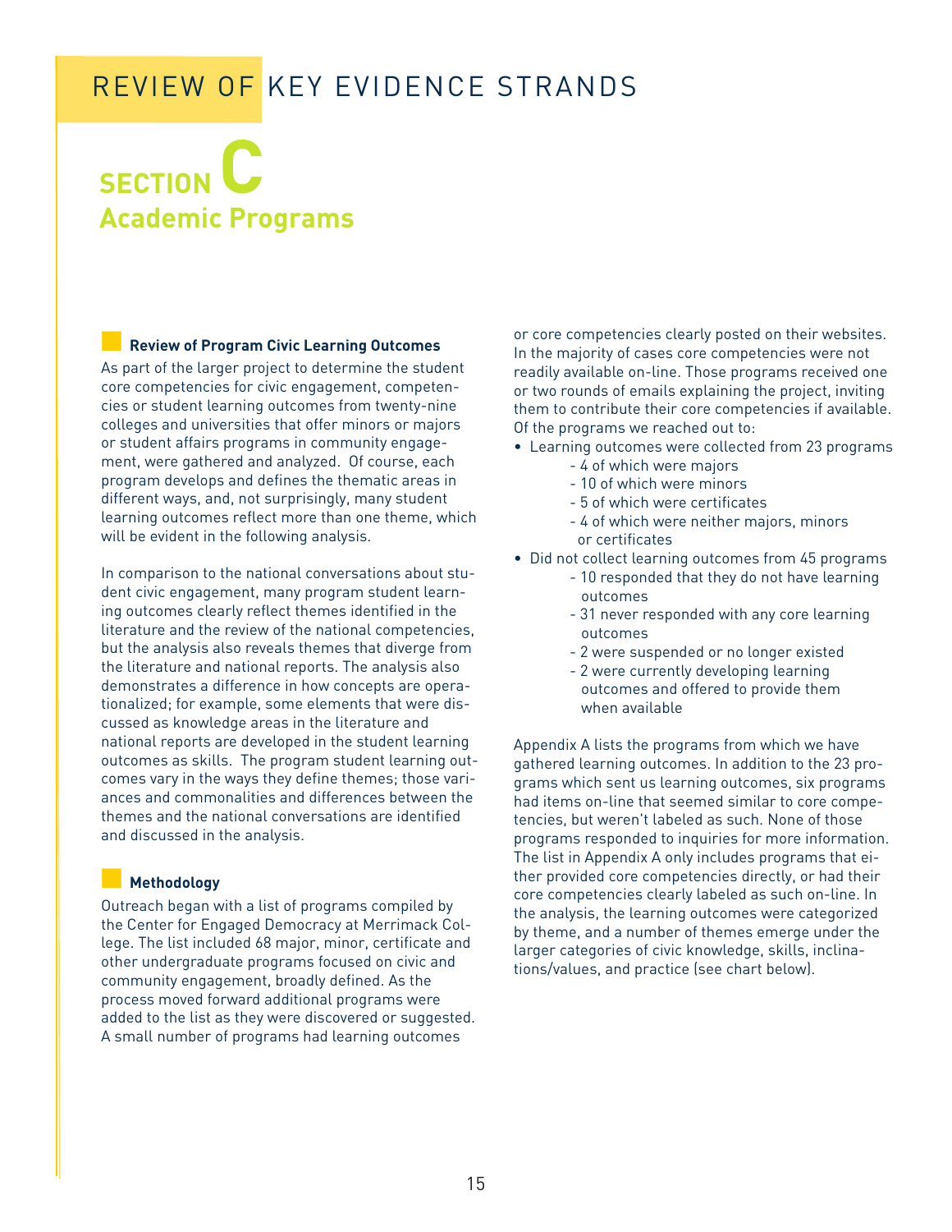# REVIEW OF KEY EVIDENCE STRANDS

## SECTION C
## Academic Programs

### Review of Program Civic Learning Outcomes

As part of the larger project to determine the student core competencies for civic engagement, competencies or student learning outcomes from twenty-nine colleges and universities that offer minors or majors or student affairs programs in community engagement, were gathered and analyzed. Of course, each program develops and defines the thematic areas in different ways, and, not surprisingly, many student learning outcomes reflect more than one theme, which will be evident in the following analysis.

In comparison to the national conversations about student civic engagement, many program student learning outcomes clearly reflect themes identified in the literature and the review of the national competencies, but the analysis also reveals themes that diverge from the literature and national reports. The analysis also demonstrates a difference in how concepts are operationalized; for example, some elements that were discussed as knowledge areas in the literature and national reports are developed in the student learning outcomes as skills. The program student learning outcomes vary in the ways they define themes; those variances and commonalities and differences between the themes and the national conversations are identified and discussed in the analysis.

### Methodology

Outreach began with a list of programs compiled by the Center for Engaged Democracy at Merrimack College. The list included 68 major, minor, certificate and other undergraduate programs focused on civic and community engagement, broadly defined. As the process moved forward additional programs were added to the list as they were discovered or suggested. A small number of programs had learning outcomes or core competencies clearly posted on their websites. In the majority of cases core competencies were not readily available on-line. Those programs received one or two rounds of emails explaining the project, inviting them to contribute their core competencies if available. Of the programs we reached out to:

- Learning outcomes were collected from 23 programs
  - 4 of which were majors
  - 10 of which were minors
  - 5 of which were certificates
  - 4 of which were neither majors, minors or certificates
- Did not collect learning outcomes from 45 programs
  - 10 responded that they do not have learning outcomes
  - 31 never responded with any core learning outcomes
  - 2 were suspended or no longer existed
  - 2 were currently developing learning outcomes and offered to provide them when available

Appendix A lists the programs from which we have gathered learning outcomes. In addition to the 23 programs which sent us learning outcomes, six programs had items on-line that seemed similar to core competencies, but weren't labeled as such. None of those programs responded to inquiries for more information. The list in Appendix A only includes programs that either provided core competencies directly, or had their core competencies clearly labeled as such on-line. In the analysis, the learning outcomes were categorized by theme, and a number of themes emerge under the larger categories of civic knowledge, skills, inclinations/values, and practice (see chart below).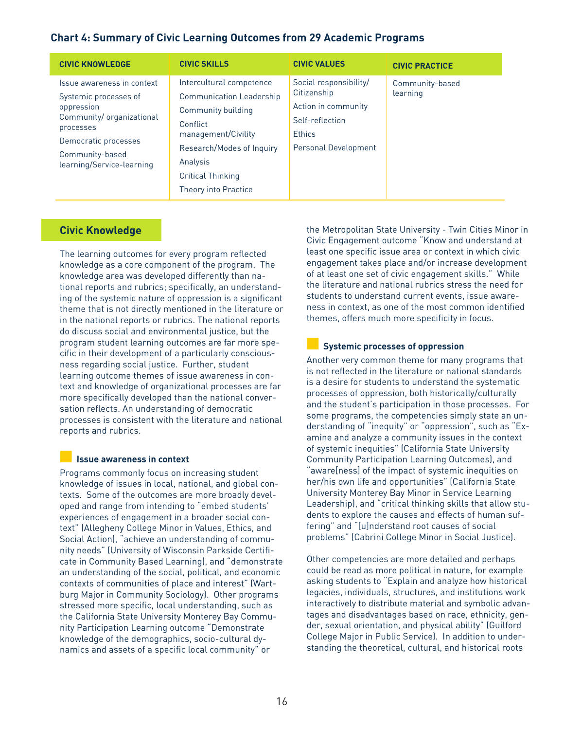### Chart 4: Summary of Civic Learning Outcomes from 29 Academic Programs

| CIVIC KNOWLEDGE | CIVIC SKILLS | CIVIC VALUES | CIVIC PRACTICE |
|---|---|---|---|
| Issue awareness in context<br>Systemic processes of oppression<br>Community/ organizational processes<br>Democratic processes<br>Community-based learning/Service-learning | Intercultural competence<br>Communication Leadership<br>Community building<br>Conflict management/Civility<br>Research/Modes of Inquiry<br>Analysis<br>Critical Thinking<br>Theory into Practice | Social responsibility/ Citizenship<br>Action in community<br>Self-reflection<br>Ethics<br>Personal Development | Community-based learning |

## Civic Knowledge

The learning outcomes for every program reflected knowledge as a core component of the program. The knowledge area was developed differently than national reports and rubrics; specifically, an understanding of the systemic nature of oppression is a significant theme that is not directly mentioned in the literature or in the national reports or rubrics. The national reports do discuss social and environmental justice, but the program student learning outcomes are far more specific in their development of a particularly consciousness regarding social justice. Further, student learning outcome themes of issue awareness in context and knowledge of organizational processes are far more specifically developed than the national conversation reflects. An understanding of democratic processes is consistent with the literature and national reports and rubrics.

### Issue awareness in context

Programs commonly focus on increasing student knowledge of issues in local, national, and global contexts. Some of the outcomes are more broadly developed and range from intending to "embed students' experiences of engagement in a broader social context" (Allegheny College Minor in Values, Ethics, and Social Action), "achieve an understanding of community needs" (University of Wisconsin Parkside Certificate in Community Based Learning), and "demonstrate an understanding of the social, political, and economic contexts of communities of place and interest" (Wartburg Major in Community Sociology). Other programs stressed more specific, local understanding, such as the California State University Monterey Bay Community Participation Learning outcome "Demonstrate knowledge of the demographics, socio-cultural dynamics and assets of a specific local community" or the Metropolitan State University - Twin Cities Minor in Civic Engagement outcome "Know and understand at least one specific issue area or context in which civic engagement takes place and/or increase development of at least one set of civic engagement skills." While the literature and national rubrics stress the need for students to understand current events, issue awareness in context, as one of the most common identified themes, offers much more specificity in focus.

### Systemic processes of oppression

Another very common theme for many programs that is not reflected in the literature or national standards is a desire for students to understand the systematic processes of oppression, both historically/culturally and the student's participation in those processes. For some programs, the competencies simply state an understanding of "inequity" or "oppression", such as "Examine and analyze a community issues in the context of systemic inequities" (California State University Community Participation Learning Outcomes), and "aware[ness] of the impact of systemic inequities on her/his own life and opportunities" (California State University Monterey Bay Minor in Service Learning Leadership), and "critical thinking skills that allow students to explore the causes and effects of human suffering" and "[u]nderstand root causes of social problems" (Cabrini College Minor in Social Justice).

Other competencies are more detailed and perhaps could be read as more political in nature, for example asking students to "Explain and analyze how historical legacies, individuals, structures, and institutions work interactively to distribute material and symbolic advantages and disadvantages based on race, ethnicity, gender, sexual orientation, and physical ability" (Guilford College Major in Public Service). In addition to understanding the theoretical, cultural, and historical roots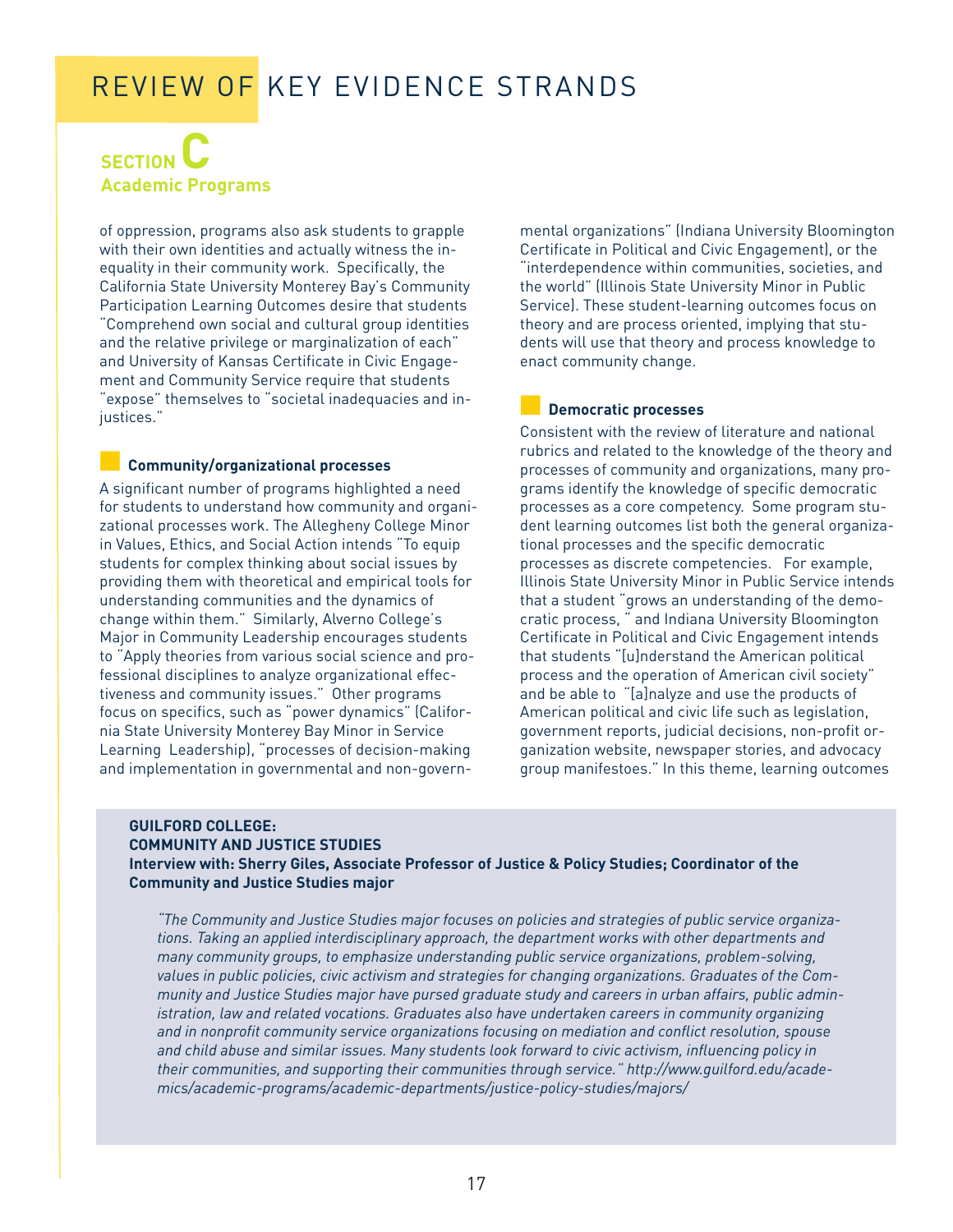# REVIEW OF KEY EVIDENCE STRANDS

## SECTION C
## Academic Programs

of oppression, programs also ask students to grapple with their own identities and actually witness the inequality in their community work. Specifically, the California State University Monterey Bay's Community Participation Learning Outcomes desire that students "Comprehend own social and cultural group identities and the relative privilege or marginalization of each" and University of Kansas Certificate in Civic Engagement and Community Service require that students "expose" themselves to "societal inadequacies and injustices."

### Community/organizational processes

A significant number of programs highlighted a need for students to understand how community and organizational processes work. The Allegheny College Minor in Values, Ethics, and Social Action intends "To equip students for complex thinking about social issues by providing them with theoretical and empirical tools for understanding communities and the dynamics of change within them." Similarly, Alverno College's Major in Community Leadership encourages students to "Apply theories from various social science and professional disciplines to analyze organizational effectiveness and community issues." Other programs focus on specifics, such as "power dynamics" (California State University Monterey Bay Minor in Service Learning Leadership), "processes of decision-making and implementation in governmental and non-governmental organizations" (Indiana University Bloomington Certificate in Political and Civic Engagement), or the "interdependence within communities, societies, and the world" (Illinois State University Minor in Public Service). These student-learning outcomes focus on theory and are process oriented, implying that students will use that theory and process knowledge to enact community change.

### Democratic processes

Consistent with the review of literature and national rubrics and related to the knowledge of the theory and processes of community and organizations, many programs identify the knowledge of specific democratic processes as a core competency. Some program student learning outcomes list both the general organizational processes and the specific democratic processes as discrete competencies. For example, Illinois State University Minor in Public Service intends that a student "grows an understanding of the democratic process, " and Indiana University Bloomington Certificate in Political and Civic Engagement intends that students "[u]nderstand the American political process and the operation of American civil society" and be able to "[a]nalyze and use the products of American political and civic life such as legislation, government reports, judicial decisions, non-profit organization website, newspaper stories, and advocacy group manifestoes." In this theme, learning outcomes

**GUILFORD COLLEGE:**
**COMMUNITY AND JUSTICE STUDIES**
**Interview with: Sherry Giles, Associate Professor of Justice & Policy Studies; Coordinator of the Community and Justice Studies major**

*"The Community and Justice Studies major focuses on policies and strategies of public service organizations. Taking an applied interdisciplinary approach, the department works with other departments and many community groups, to emphasize understanding public service organizations, problem-solving, values in public policies, civic activism and strategies for changing organizations. Graduates of the Community and Justice Studies major have pursed graduate study and careers in urban affairs, public administration, law and related vocations. Graduates also have undertaken careers in community organizing and in nonprofit community service organizations focusing on mediation and conflict resolution, spouse and child abuse and similar issues. Many students look forward to civic activism, influencing policy in their communities, and supporting their communities through service." http://www.guilford.edu/academics/academic-programs/academic-departments/justice-policy-studies/majors/*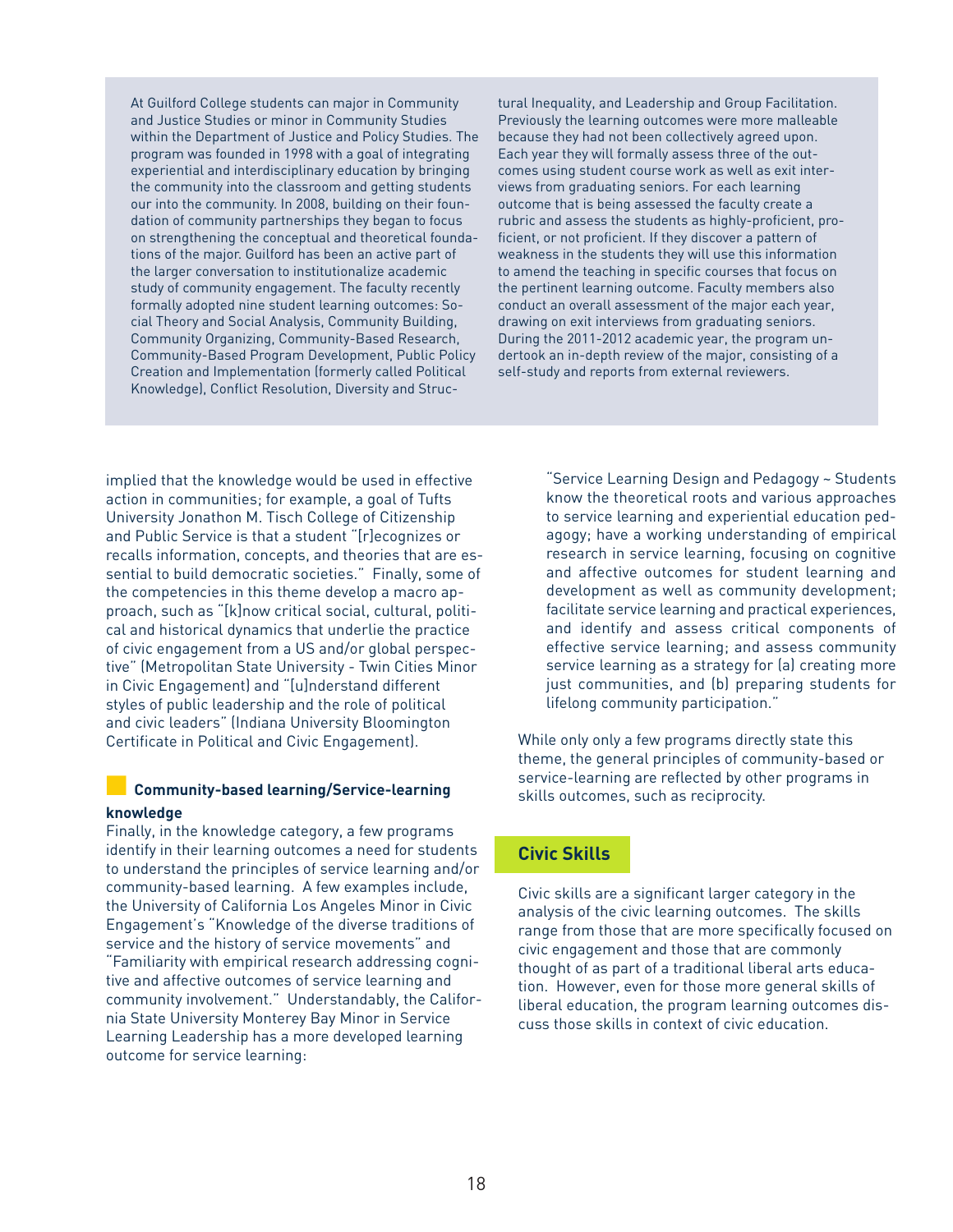At Guilford College students can major in Community and Justice Studies or minor in Community Studies within the Department of Justice and Policy Studies. The program was founded in 1998 with a goal of integrating experiential and interdisciplinary education by bringing the community into the classroom and getting students our into the community. In 2008, building on their foundation of community partnerships they began to focus on strengthening the conceptual and theoretical foundations of the major. Guilford has been an active part of the larger conversation to institutionalize academic study of community engagement. The faculty recently formally adopted nine student learning outcomes: Social Theory and Social Analysis, Community Building, Community Organizing, Community-Based Research, Community-Based Program Development, Public Policy Creation and Implementation (formerly called Political Knowledge), Conflict Resolution, Diversity and Structural Inequality, and Leadership and Group Facilitation. Previously the learning outcomes were more malleable because they had not been collectively agreed upon. Each year they will formally assess three of the outcomes using student course work as well as exit interviews from graduating seniors. For each learning outcome that is being assessed the faculty create a rubric and assess the students as highly-proficient, proficient, or not proficient. If they discover a pattern of weakness in the students they will use this information to amend the teaching in specific courses that focus on the pertinent learning outcome. Faculty members also conduct an overall assessment of the major each year, drawing on exit interviews from graduating seniors. During the 2011-2012 academic year, the program undertook an in-depth review of the major, consisting of a self-study and reports from external reviewers.

implied that the knowledge would be used in effective action in communities; for example, a goal of Tufts University Jonathon M. Tisch College of Citizenship and Public Service is that a student "[r]ecognizes or recalls information, concepts, and theories that are essential to build democratic societies." Finally, some of the competencies in this theme develop a macro approach, such as "[k]now critical social, cultural, political and historical dynamics that underlie the practice of civic engagement from a US and/or global perspective" (Metropolitan State University - Twin Cities Minor in Civic Engagement) and "[u]nderstand different styles of public leadership and the role of political and civic leaders" (Indiana University Bloomington Certificate in Political and Civic Engagement).

### Community-based learning/Service-learning knowledge

Finally, in the knowledge category, a few programs identify in their learning outcomes a need for students to understand the principles of service learning and/or community-based learning. A few examples include, the University of California Los Angeles Minor in Civic Engagement's "Knowledge of the diverse traditions of service and the history of service movements" and "Familiarity with empirical research addressing cognitive and affective outcomes of service learning and community involvement." Understandably, the California State University Monterey Bay Minor in Service Learning Leadership has a more developed learning outcome for service learning:

> "Service Learning Design and Pedagogy ~ Students know the theoretical roots and various approaches to service learning and experiential education pedagogy; have a working understanding of empirical research in service learning, focusing on cognitive and affective outcomes for student learning and development as well as community development; facilitate service learning and practical experiences, and identify and assess critical components of effective service learning; and assess community service learning as a strategy for (a) creating more just communities, and (b) preparing students for lifelong community participation."

While only only a few programs directly state this theme, the general principles of community-based or service-learning are reflected by other programs in skills outcomes, such as reciprocity.

## Civic Skills

Civic skills are a significant larger category in the analysis of the civic learning outcomes. The skills range from those that are more specifically focused on civic engagement and those that are commonly thought of as part of a traditional liberal arts education. However, even for those more general skills of liberal education, the program learning outcomes discuss those skills in context of civic education.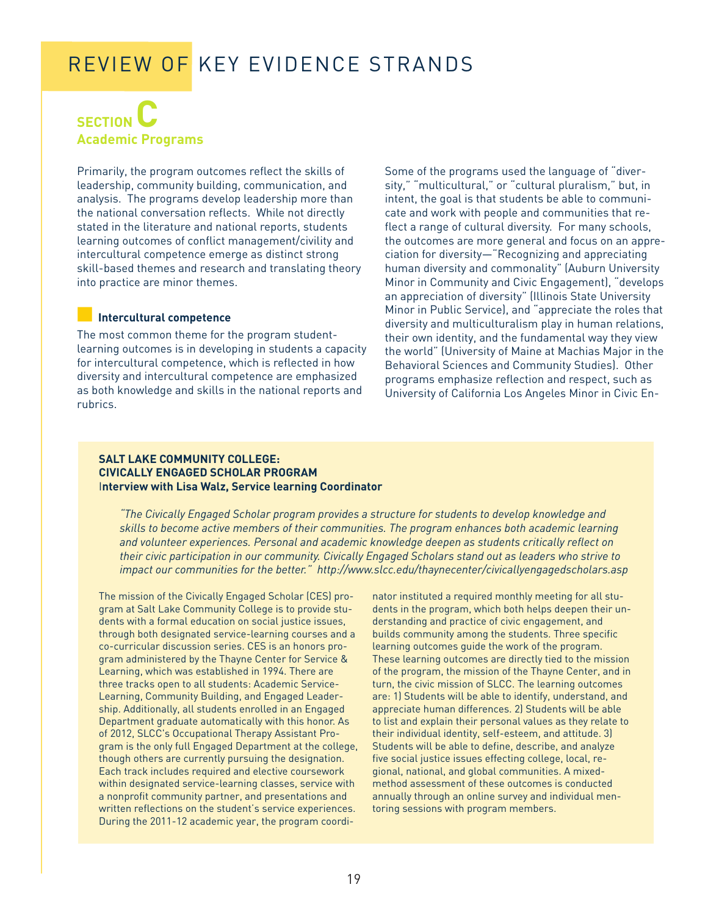# REVIEW OF KEY EVIDENCE STRANDS

## SECTION C
## Academic Programs

Primarily, the program outcomes reflect the skills of leadership, community building, communication, and analysis. The programs develop leadership more than the national conversation reflects. While not directly stated in the literature and national reports, students learning outcomes of conflict management/civility and intercultural competence emerge as distinct strong skill-based themes and research and translating theory into practice are minor themes.

### Intercultural competence

The most common theme for the program student-learning outcomes is in developing in students a capacity for intercultural competence, which is reflected in how diversity and intercultural competence are emphasized as both knowledge and skills in the national reports and rubrics.

Some of the programs used the language of "diversity," "multicultural," or "cultural pluralism," but, in intent, the goal is that students be able to communicate and work with people and communities that reflect a range of cultural diversity. For many schools, the outcomes are more general and focus on an appreciation for diversity—"Recognizing and appreciating human diversity and commonality" (Auburn University Minor in Community and Civic Engagement), "develops an appreciation of diversity" (Illinois State University Minor in Public Service), and "appreciate the roles that diversity and multiculturalism play in human relations, their own identity, and the fundamental way they view the world" (University of Maine at Machias Major in the Behavioral Sciences and Community Studies). Other programs emphasize reflection and respect, such as University of California Los Angeles Minor in Civic En-

---

**SALT LAKE COMMUNITY COLLEGE: CIVICALLY ENGAGED SCHOLAR PROGRAM**
**Interview with Lisa Walz, Service learning Coordinator**

*"The Civically Engaged Scholar program provides a structure for students to develop knowledge and skills to become active members of their communities. The program enhances both academic learning and volunteer experiences. Personal and academic knowledge deepen as students critically reflect on their civic participation in our community. Civically Engaged Scholars stand out as leaders who strive to impact our communities for the better." http://www.slcc.edu/thaynecenter/civicallyengagedscholars.asp*

The mission of the Civically Engaged Scholar (CES) program at Salt Lake Community College is to provide students with a formal education on social justice issues, through both designated service-learning courses and a co-curricular discussion series. CES is an honors program administered by the Thayne Center for Service & Learning, which was established in 1994. There are three tracks open to all students: Academic Service-Learning, Community Building, and Engaged Leadership. Additionally, all students enrolled in an Engaged Department graduate automatically with this honor. As of 2012, SLCC's Occupational Therapy Assistant Program is the only full Engaged Department at the college, though others are currently pursuing the designation. Each track includes required and elective coursework within designated service-learning classes, service with a nonprofit community partner, and presentations and written reflections on the student's service experiences. During the 2011-12 academic year, the program coordinator instituted a required monthly meeting for all students in the program, which both helps deepen their understanding and practice of civic engagement, and builds community among the students. Three specific learning outcomes guide the work of the program. These learning outcomes are directly tied to the mission of the program, the mission of the Thayne Center, and in turn, the civic mission of SLCC. The learning outcomes are: 1) Students will be able to identify, understand, and appreciate human differences. 2) Students will be able to list and explain their personal values as they relate to their individual identity, self-esteem, and attitude. 3) Students will be able to define, describe, and analyze five social justice issues effecting college, local, regional, national, and global communities. A mixed-method assessment of these outcomes is conducted annually through an online survey and individual mentoring sessions with program members.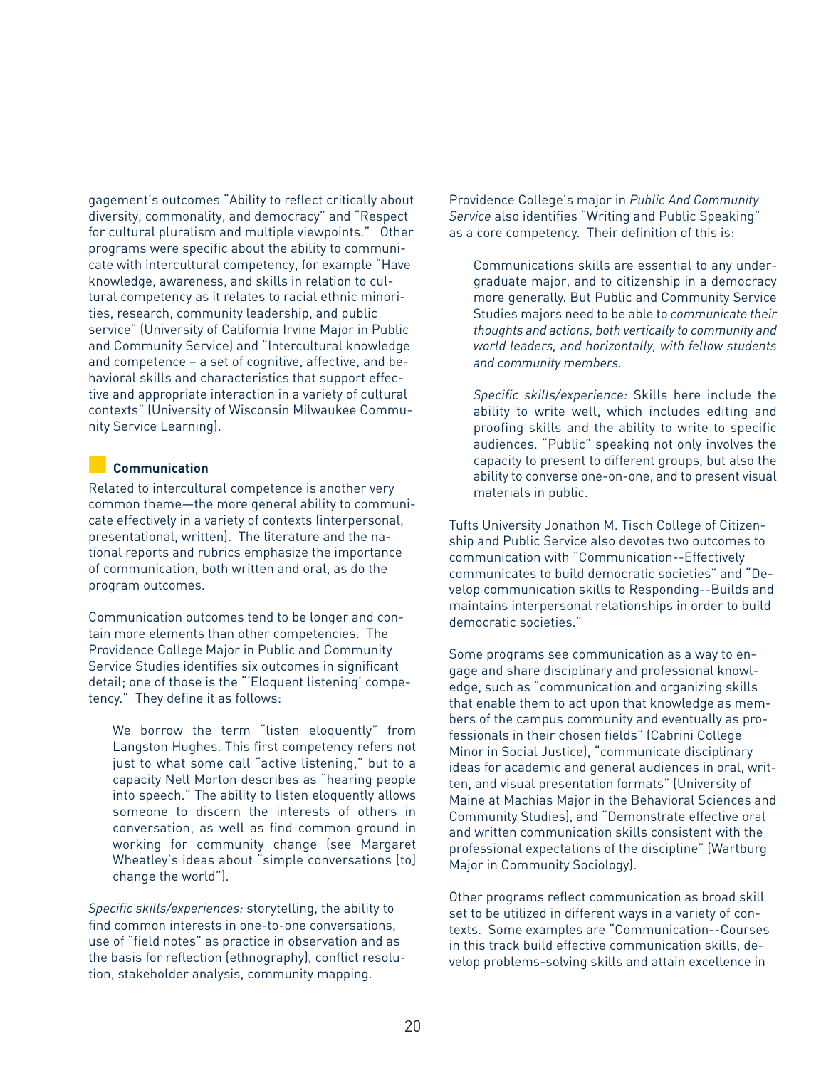gagement's outcomes "Ability to reflect critically about diversity, commonality, and democracy" and "Respect for cultural pluralism and multiple viewpoints." Other programs were specific about the ability to communicate with intercultural competency, for example "Have knowledge, awareness, and skills in relation to cultural competency as it relates to racial ethnic minorities, research, community leadership, and public service" (University of California Irvine Major in Public and Community Service) and "Intercultural knowledge and competence – a set of cognitive, affective, and behavioral skills and characteristics that support effective and appropriate interaction in a variety of cultural contexts" (University of Wisconsin Milwaukee Community Service Learning).

### Communication

Related to intercultural competence is another very common theme—the more general ability to communicate effectively in a variety of contexts (interpersonal, presentational, written). The literature and the national reports and rubrics emphasize the importance of communication, both written and oral, as do the program outcomes.

Communication outcomes tend to be longer and contain more elements than other competencies. The Providence College Major in Public and Community Service Studies identifies six outcomes in significant detail; one of those is the "'Eloquent listening' competency." They define it as follows:

> We borrow the term "listen eloquently" from Langston Hughes. This first competency refers not just to what some call "active listening," but to a capacity Nell Morton describes as "hearing people into speech." The ability to listen eloquently allows someone to discern the interests of others in conversation, as well as find common ground in working for community change (see Margaret Wheatley's ideas about "simple conversations [to] change the world").

*Specific skills/experiences:* storytelling, the ability to find common interests in one-to-one conversations, use of "field notes" as practice in observation and as the basis for reflection (ethnography), conflict resolution, stakeholder analysis, community mapping.

Providence College's major in *Public And Community Service* also identifies "Writing and Public Speaking" as a core competency. Their definition of this is:

> Communications skills are essential to any undergraduate major, and to citizenship in a democracy more generally. But Public and Community Service Studies majors need to be able to *communicate their thoughts and actions, both vertically to community and world leaders, and horizontally, with fellow students and community members.*
>
> *Specific skills/experience:* Skills here include the ability to write well, which includes editing and proofing skills and the ability to write to specific audiences. "Public" speaking not only involves the capacity to present to different groups, but also the ability to converse one-on-one, and to present visual materials in public.

Tufts University Jonathon M. Tisch College of Citizenship and Public Service also devotes two outcomes to communication with "Communication--Effectively communicates to build democratic societies" and "Develop communication skills to Responding--Builds and maintains interpersonal relationships in order to build democratic societies."

Some programs see communication as a way to engage and share disciplinary and professional knowledge, such as "communication and organizing skills that enable them to act upon that knowledge as members of the campus community and eventually as professionals in their chosen fields" (Cabrini College Minor in Social Justice), "communicate disciplinary ideas for academic and general audiences in oral, written, and visual presentation formats" (University of Maine at Machias Major in the Behavioral Sciences and Community Studies), and "Demonstrate effective oral and written communication skills consistent with the professional expectations of the discipline" (Wartburg Major in Community Sociology).

Other programs reflect communication as broad skill set to be utilized in different ways in a variety of contexts. Some examples are "Communication--Courses in this track build effective communication skills, develop problems-solving skills and attain excellence in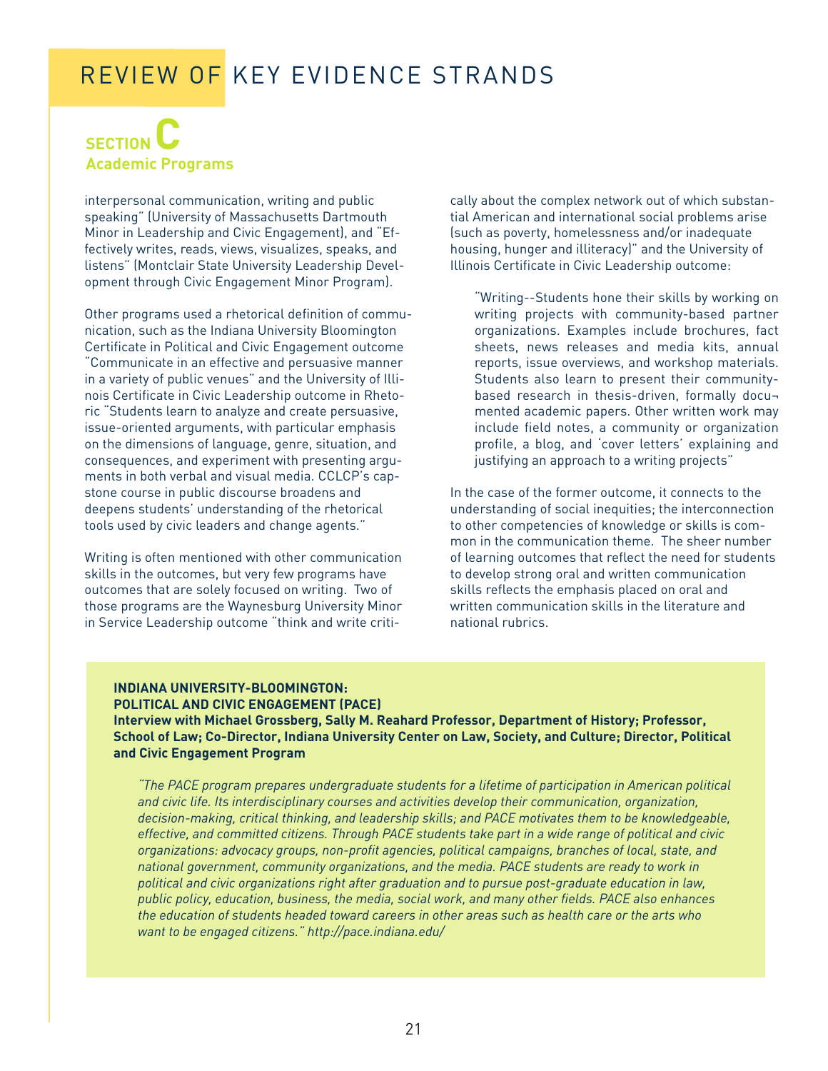# REVIEW OF KEY EVIDENCE STRANDS

## SECTION C
### Academic Programs

interpersonal communication, writing and public speaking" (University of Massachusetts Dartmouth Minor in Leadership and Civic Engagement), and "Effectively writes, reads, views, visualizes, speaks, and listens" (Montclair State University Leadership Development through Civic Engagement Minor Program).

Other programs used a rhetorical definition of communication, such as the Indiana University Bloomington Certificate in Political and Civic Engagement outcome "Communicate in an effective and persuasive manner in a variety of public venues" and the University of Illinois Certificate in Civic Leadership outcome in Rhetoric "Students learn to analyze and create persuasive, issue-oriented arguments, with particular emphasis on the dimensions of language, genre, situation, and consequences, and experiment with presenting arguments in both verbal and visual media. CCLCP's capstone course in public discourse broadens and deepens students' understanding of the rhetorical tools used by civic leaders and change agents."

Writing is often mentioned with other communication skills in the outcomes, but very few programs have outcomes that are solely focused on writing. Two of those programs are the Waynesburg University Minor in Service Leadership outcome "think and write critically about the complex network out of which substantial American and international social problems arise (such as poverty, homelessness and/or inadequate housing, hunger and illiteracy)" and the University of Illinois Certificate in Civic Leadership outcome:

> "Writing--Students hone their skills by working on writing projects with community-based partner organizations. Examples include brochures, fact sheets, news releases and media kits, annual reports, issue overviews, and workshop materials. Students also learn to present their community-based research in thesis-driven, formally documented academic papers. Other written work may include field notes, a community or organization profile, a blog, and 'cover letters' explaining and justifying an approach to a writing projects"

In the case of the former outcome, it connects to the understanding of social inequities; the interconnection to other competencies of knowledge or skills is common in the communication theme. The sheer number of learning outcomes that reflect the need for students to develop strong oral and written communication skills reflects the emphasis placed on oral and written communication skills in the literature and national rubrics.

**INDIANA UNIVERSITY-BLOOMINGTON: POLITICAL AND CIVIC ENGAGEMENT (PACE)**
**Interview with Michael Grossberg, Sally M. Reahard Professor, Department of History; Professor, School of Law; Co-Director, Indiana University Center on Law, Society, and Culture; Director, Political and Civic Engagement Program**

> *"The PACE program prepares undergraduate students for a lifetime of participation in American political and civic life. Its interdisciplinary courses and activities develop their communication, organization, decision-making, critical thinking, and leadership skills; and PACE motivates them to be knowledgeable, effective, and committed citizens. Through PACE students take part in a wide range of political and civic organizations: advocacy groups, non-profit agencies, political campaigns, branches of local, state, and national government, community organizations, and the media. PACE students are ready to work in political and civic organizations right after graduation and to pursue post-graduate education in law, public policy, education, business, the media, social work, and many other fields. PACE also enhances the education of students headed toward careers in other areas such as health care or the arts who want to be engaged citizens." http://pace.indiana.edu/*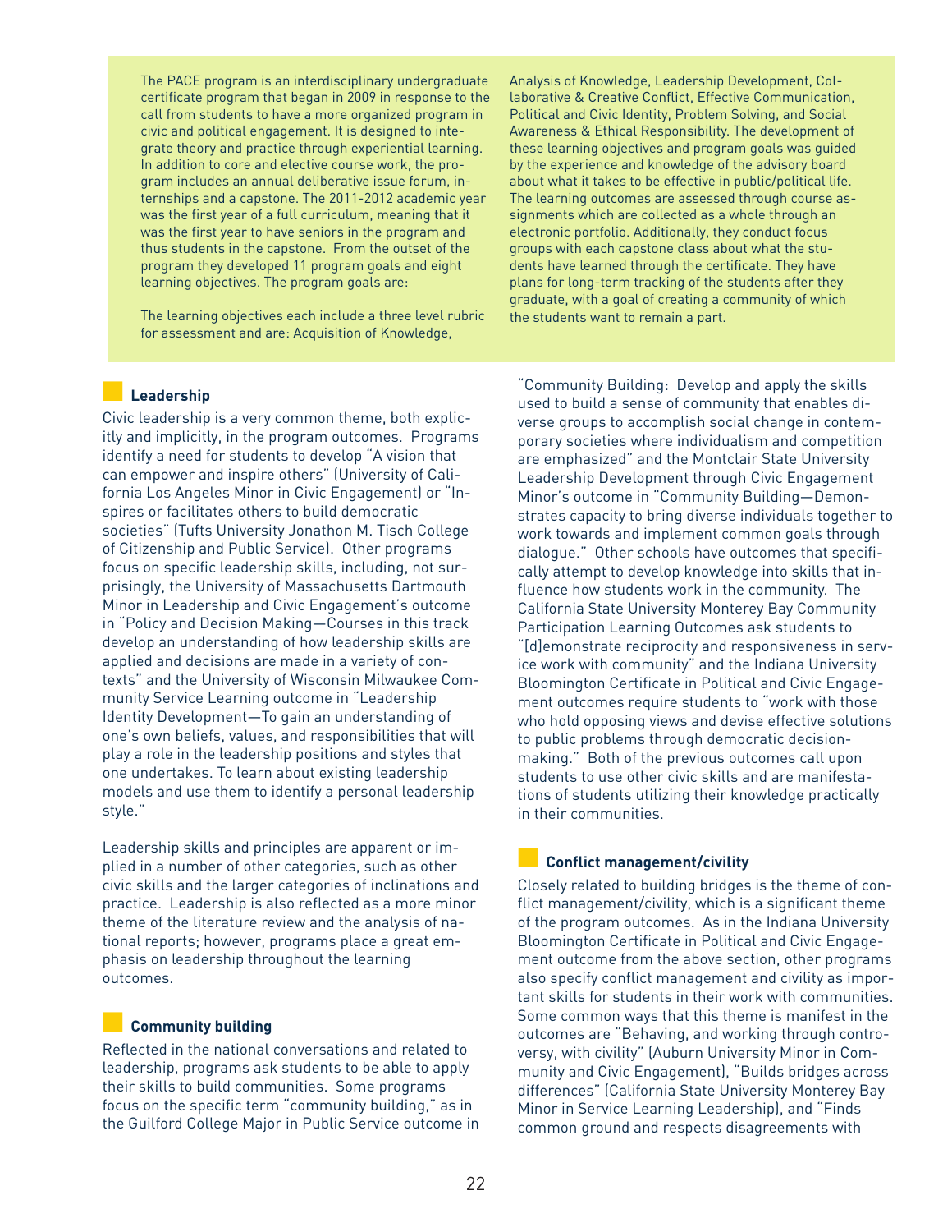The PACE program is an interdisciplinary undergraduate certificate program that began in 2009 in response to the call from students to have a more organized program in civic and political engagement. It is designed to integrate theory and practice through experiential learning. In addition to core and elective course work, the program includes an annual deliberative issue forum, internships and a capstone. The 2011-2012 academic year was the first year of a full curriculum, meaning that it was the first year to have seniors in the program and thus students in the capstone. From the outset of the program they developed 11 program goals and eight learning objectives. The program goals are:

The learning objectives each include a three level rubric for assessment and are: Acquisition of Knowledge, Analysis of Knowledge, Leadership Development, Collaborative & Creative Conflict, Effective Communication, Political and Civic Identity, Problem Solving, and Social Awareness & Ethical Responsibility. The development of these learning objectives and program goals was guided by the experience and knowledge of the advisory board about what it takes to be effective in public/political life. The learning outcomes are assessed through course assignments which are collected as a whole through an electronic portfolio. Additionally, they conduct focus groups with each capstone class about what the students have learned through the certificate. They have plans for long-term tracking of the students after they graduate, with a goal of creating a community of which the students want to remain a part.

### Leadership

Civic leadership is a very common theme, both explicitly and implicitly, in the program outcomes. Programs identify a need for students to develop "A vision that can empower and inspire others" (University of California Los Angeles Minor in Civic Engagement) or "Inspires or facilitates others to build democratic societies" (Tufts University Jonathon M. Tisch College of Citizenship and Public Service). Other programs focus on specific leadership skills, including, not surprisingly, the University of Massachusetts Dartmouth Minor in Leadership and Civic Engagement's outcome in "Policy and Decision Making—Courses in this track develop an understanding of how leadership skills are applied and decisions are made in a variety of contexts" and the University of Wisconsin Milwaukee Community Service Learning outcome in "Leadership Identity Development—To gain an understanding of one's own beliefs, values, and responsibilities that will play a role in the leadership positions and styles that one undertakes. To learn about existing leadership models and use them to identify a personal leadership style."

Leadership skills and principles are apparent or implied in a number of other categories, such as other civic skills and the larger categories of inclinations and practice. Leadership is also reflected as a more minor theme of the literature review and the analysis of national reports; however, programs place a great emphasis on leadership throughout the learning outcomes.

### Community building

Reflected in the national conversations and related to leadership, programs ask students to be able to apply their skills to build communities. Some programs focus on the specific term "community building," as in the Guilford College Major in Public Service outcome in "Community Building: Develop and apply the skills used to build a sense of community that enables diverse groups to accomplish social change in contemporary societies where individualism and competition are emphasized" and the Montclair State University Leadership Development through Civic Engagement Minor's outcome in "Community Building—Demonstrates capacity to bring diverse individuals together to work towards and implement common goals through dialogue." Other schools have outcomes that specifically attempt to develop knowledge into skills that influence how students work in the community. The California State University Monterey Bay Community Participation Learning Outcomes ask students to "[d]emonstrate reciprocity and responsiveness in service work with community" and the Indiana University Bloomington Certificate in Political and Civic Engagement outcomes require students to "work with those who hold opposing views and devise effective solutions to public problems through democratic decision-making." Both of the previous outcomes call upon students to use other civic skills and are manifestations of students utilizing their knowledge practically in their communities.

### Conflict management/civility

Closely related to building bridges is the theme of conflict management/civility, which is a significant theme of the program outcomes. As in the Indiana University Bloomington Certificate in Political and Civic Engagement outcome from the above section, other programs also specify conflict management and civility as important skills for students in their work with communities. Some common ways that this theme is manifest in the outcomes are "Behaving, and working through controversy, with civility" (Auburn University Minor in Community and Civic Engagement), "Builds bridges across differences" (California State University Monterey Bay Minor in Service Learning Leadership), and "Finds common ground and respects disagreements with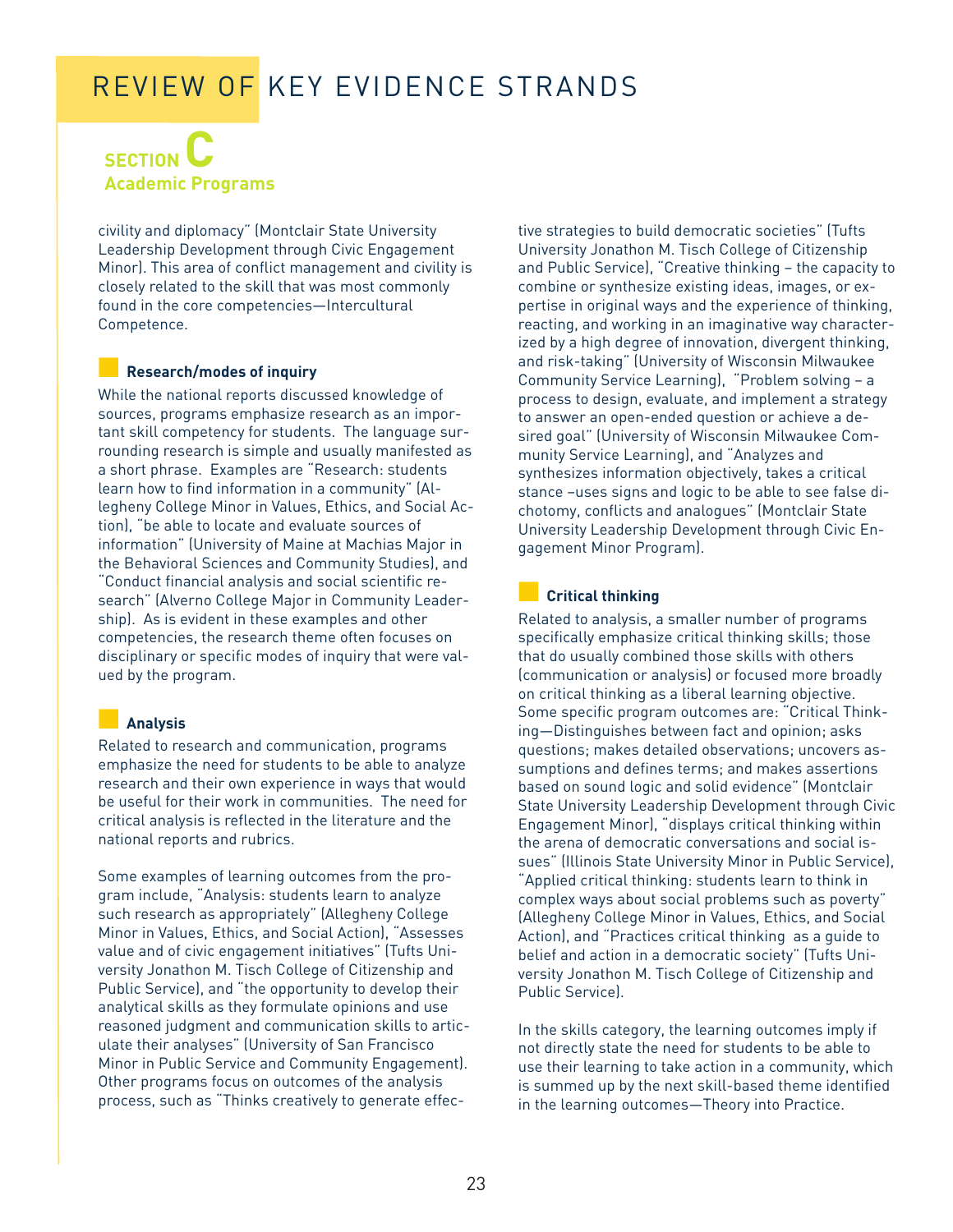# REVIEW OF KEY EVIDENCE STRANDS

## SECTION C
### Academic Programs

civility and diplomacy" (Montclair State University Leadership Development through Civic Engagement Minor). This area of conflict management and civility is closely related to the skill that was most commonly found in the core competencies—Intercultural Competence.

#### Research/modes of inquiry

While the national reports discussed knowledge of sources, programs emphasize research as an important skill competency for students. The language surrounding research is simple and usually manifested as a short phrase. Examples are "Research: students learn how to find information in a community" (Allegheny College Minor in Values, Ethics, and Social Action), "be able to locate and evaluate sources of information" (University of Maine at Machias Major in the Behavioral Sciences and Community Studies), and "Conduct financial analysis and social scientific research" (Alverno College Major in Community Leadership). As is evident in these examples and other competencies, the research theme often focuses on disciplinary or specific modes of inquiry that were valued by the program.

#### Analysis

Related to research and communication, programs emphasize the need for students to be able to analyze research and their own experience in ways that would be useful for their work in communities. The need for critical analysis is reflected in the literature and the national reports and rubrics.

Some examples of learning outcomes from the program include, "Analysis: students learn to analyze such research as appropriately" (Allegheny College Minor in Values, Ethics, and Social Action), "Assesses value and of civic engagement initiatives" (Tufts University Jonathon M. Tisch College of Citizenship and Public Service), and "the opportunity to develop their analytical skills as they formulate opinions and use reasoned judgment and communication skills to articulate their analyses" (University of San Francisco Minor in Public Service and Community Engagement). Other programs focus on outcomes of the analysis process, such as "Thinks creatively to generate effective strategies to build democratic societies" (Tufts University Jonathon M. Tisch College of Citizenship and Public Service), "Creative thinking – the capacity to combine or synthesize existing ideas, images, or expertise in original ways and the experience of thinking, reacting, and working in an imaginative way characterized by a high degree of innovation, divergent thinking, and risk-taking" (University of Wisconsin Milwaukee Community Service Learning), "Problem solving – a process to design, evaluate, and implement a strategy to answer an open-ended question or achieve a desired goal" (University of Wisconsin Milwaukee Community Service Learning), and "Analyzes and synthesizes information objectively, takes a critical stance –uses signs and logic to be able to see false dichotomy, conflicts and analogues" (Montclair State University Leadership Development through Civic Engagement Minor Program).

#### Critical thinking

Related to analysis, a smaller number of programs specifically emphasize critical thinking skills; those that do usually combined those skills with others (communication or analysis) or focused more broadly on critical thinking as a liberal learning objective. Some specific program outcomes are: "Critical Thinking—Distinguishes between fact and opinion; asks questions; makes detailed observations; uncovers assumptions and defines terms; and makes assertions based on sound logic and solid evidence" (Montclair State University Leadership Development through Civic Engagement Minor), "displays critical thinking within the arena of democratic conversations and social issues" (Illinois State University Minor in Public Service), "Applied critical thinking: students learn to think in complex ways about social problems such as poverty" (Allegheny College Minor in Values, Ethics, and Social Action), and "Practices critical thinking as a guide to belief and action in a democratic society" (Tufts University Jonathon M. Tisch College of Citizenship and Public Service).

In the skills category, the learning outcomes imply if not directly state the need for students to be able to use their learning to take action in a community, which is summed up by the next skill-based theme identified in the learning outcomes—Theory into Practice.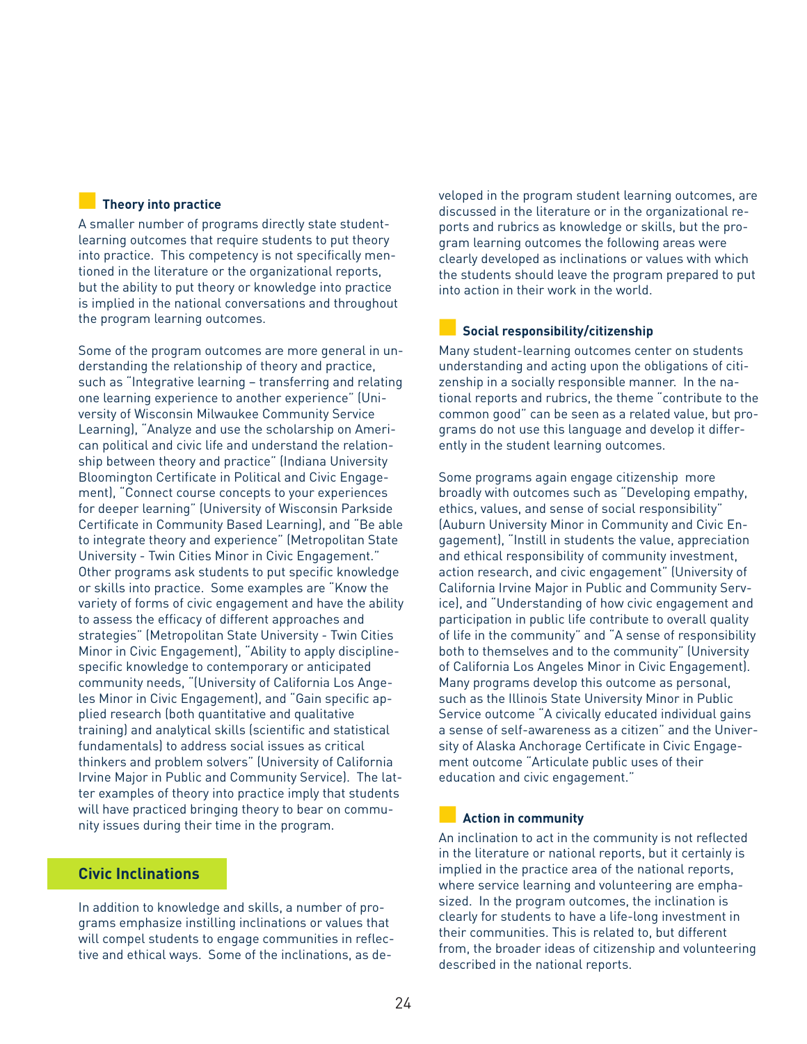### Theory into practice

A smaller number of programs directly state student-learning outcomes that require students to put theory into practice. This competency is not specifically mentioned in the literature or the organizational reports, but the ability to put theory or knowledge into practice is implied in the national conversations and throughout the program learning outcomes.

Some of the program outcomes are more general in understanding the relationship of theory and practice, such as "Integrative learning – transferring and relating one learning experience to another experience" (University of Wisconsin Milwaukee Community Service Learning), "Analyze and use the scholarship on American political and civic life and understand the relationship between theory and practice" (Indiana University Bloomington Certificate in Political and Civic Engagement), "Connect course concepts to your experiences for deeper learning" (University of Wisconsin Parkside Certificate in Community Based Learning), and "Be able to integrate theory and experience" (Metropolitan State University - Twin Cities Minor in Civic Engagement." Other programs ask students to put specific knowledge or skills into practice. Some examples are "Know the variety of forms of civic engagement and have the ability to assess the efficacy of different approaches and strategies" (Metropolitan State University - Twin Cities Minor in Civic Engagement), "Ability to apply discipline-specific knowledge to contemporary or anticipated community needs, "(University of California Los Angeles Minor in Civic Engagement), and "Gain specific applied research (both quantitative and qualitative training) and analytical skills (scientific and statistical fundamentals) to address social issues as critical thinkers and problem solvers" (University of California Irvine Major in Public and Community Service). The latter examples of theory into practice imply that students will have practiced bringing theory to bear on community issues during their time in the program.

## Civic Inclinations

In addition to knowledge and skills, a number of programs emphasize instilling inclinations or values that will compel students to engage communities in reflective and ethical ways. Some of the inclinations, as developed in the program student learning outcomes, are discussed in the literature or in the organizational reports and rubrics as knowledge or skills, but the program learning outcomes the following areas were clearly developed as inclinations or values with which the students should leave the program prepared to put into action in their work in the world.

### Social responsibility/citizenship

Many student-learning outcomes center on students understanding and acting upon the obligations of citizenship in a socially responsible manner. In the national reports and rubrics, the theme "contribute to the common good" can be seen as a related value, but programs do not use this language and develop it differently in the student learning outcomes.

Some programs again engage citizenship more broadly with outcomes such as "Developing empathy, ethics, values, and sense of social responsibility" (Auburn University Minor in Community and Civic Engagement), "Instill in students the value, appreciation and ethical responsibility of community investment, action research, and civic engagement" (University of California Irvine Major in Public and Community Service), and "Understanding of how civic engagement and participation in public life contribute to overall quality of life in the community" and "A sense of responsibility both to themselves and to the community" (University of California Los Angeles Minor in Civic Engagement). Many programs develop this outcome as personal, such as the Illinois State University Minor in Public Service outcome "A civically educated individual gains a sense of self-awareness as a citizen" and the University of Alaska Anchorage Certificate in Civic Engagement outcome "Articulate public uses of their education and civic engagement."

### Action in community

An inclination to act in the community is not reflected in the literature or national reports, but it certainly is implied in the practice area of the national reports, where service learning and volunteering are emphasized. In the program outcomes, the inclination is clearly for students to have a life-long investment in their communities. This is related to, but different from, the broader ideas of citizenship and volunteering described in the national reports.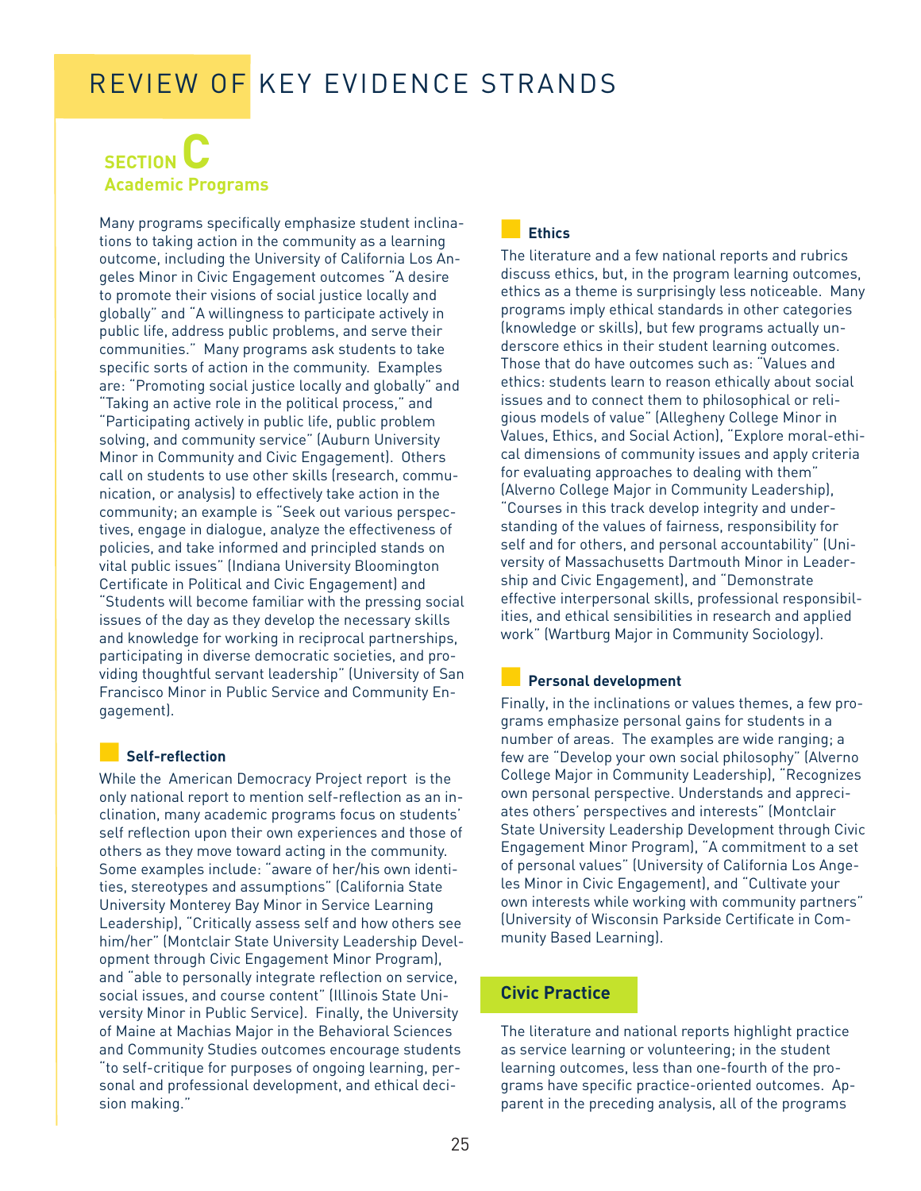# REVIEW OF KEY EVIDENCE STRANDS

## SECTION C
## Academic Programs

Many programs specifically emphasize student inclinations to taking action in the community as a learning outcome, including the University of California Los Angeles Minor in Civic Engagement outcomes "A desire to promote their visions of social justice locally and globally" and "A willingness to participate actively in public life, address public problems, and serve their communities." Many programs ask students to take specific sorts of action in the community. Examples are: "Promoting social justice locally and globally" and "Taking an active role in the political process," and "Participating actively in public life, public problem solving, and community service" (Auburn University Minor in Community and Civic Engagement). Others call on students to use other skills (research, communication, or analysis) to effectively take action in the community; an example is "Seek out various perspectives, engage in dialogue, analyze the effectiveness of policies, and take informed and principled stands on vital public issues" (Indiana University Bloomington Certificate in Political and Civic Engagement) and "Students will become familiar with the pressing social issues of the day as they develop the necessary skills and knowledge for working in reciprocal partnerships, participating in diverse democratic societies, and providing thoughtful servant leadership" (University of San Francisco Minor in Public Service and Community Engagement).

### Self-reflection

While the American Democracy Project report is the only national report to mention self-reflection as an inclination, many academic programs focus on students' self reflection upon their own experiences and those of others as they move toward acting in the community. Some examples include: "aware of her/his own identities, stereotypes and assumptions" (California State University Monterey Bay Minor in Service Learning Leadership), "Critically assess self and how others see him/her" (Montclair State University Leadership Development through Civic Engagement Minor Program), and "able to personally integrate reflection on service, social issues, and course content" (Illinois State University Minor in Public Service). Finally, the University of Maine at Machias Major in the Behavioral Sciences and Community Studies outcomes encourage students "to self-critique for purposes of ongoing learning, personal and professional development, and ethical decision making."

### Ethics

The literature and a few national reports and rubrics discuss ethics, but, in the program learning outcomes, ethics as a theme is surprisingly less noticeable. Many programs imply ethical standards in other categories (knowledge or skills), but few programs actually underscore ethics in their student learning outcomes. Those that do have outcomes such as: "Values and ethics: students learn to reason ethically about social issues and to connect them to philosophical or religious models of value" (Allegheny College Minor in Values, Ethics, and Social Action), "Explore moral-ethical dimensions of community issues and apply criteria for evaluating approaches to dealing with them" (Alverno College Major in Community Leadership), "Courses in this track develop integrity and understanding of the values of fairness, responsibility for self and for others, and personal accountability" (University of Massachusetts Dartmouth Minor in Leadership and Civic Engagement), and "Demonstrate effective interpersonal skills, professional responsibilities, and ethical sensibilities in research and applied work" (Wartburg Major in Community Sociology).

### Personal development

Finally, in the inclinations or values themes, a few programs emphasize personal gains for students in a number of areas. The examples are wide ranging; a few are "Develop your own social philosophy" (Alverno College Major in Community Leadership), "Recognizes own personal perspective. Understands and appreciates others' perspectives and interests" (Montclair State University Leadership Development through Civic Engagement Minor Program), "A commitment to a set of personal values" (University of California Los Angeles Minor in Civic Engagement), and "Cultivate your own interests while working with community partners" (University of Wisconsin Parkside Certificate in Community Based Learning).

## Civic Practice

The literature and national reports highlight practice as service learning or volunteering; in the student learning outcomes, less than one-fourth of the programs have specific practice-oriented outcomes. Apparent in the preceding analysis, all of the programs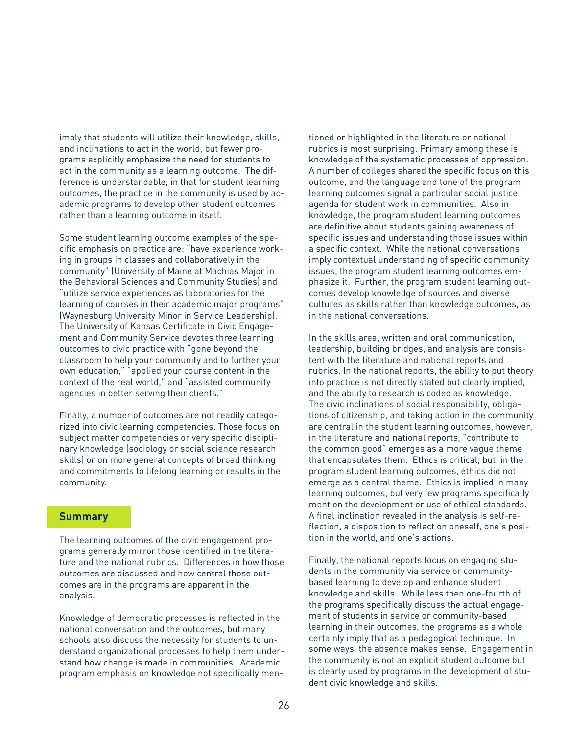imply that students will utilize their knowledge, skills, and inclinations to act in the world, but fewer programs explicitly emphasize the need for students to act in the community as a learning outcome. The difference is understandable, in that for student learning outcomes, the practice in the community is used by academic programs to develop other student outcomes rather than a learning outcome in itself.

Some student learning outcome examples of the specific emphasis on practice are: "have experience working in groups in classes and collaboratively in the community" (University of Maine at Machias Major in the Behavioral Sciences and Community Studies) and "utilize service experiences as laboratories for the learning of courses in their academic major programs" (Waynesburg University Minor in Service Leadership). The University of Kansas Certificate in Civic Engagement and Community Service devotes three learning outcomes to civic practice with "gone beyond the classroom to help your community and to further your own education," "applied your course content in the context of the real world," and "assisted community agencies in better serving their clients."

Finally, a number of outcomes are not readily categorized into civic learning competencies. Those focus on subject matter competencies or very specific disciplinary knowledge (sociology or social science research skills) or on more general concepts of broad thinking and commitments to lifelong learning or results in the community.

## Summary

The learning outcomes of the civic engagement programs generally mirror those identified in the literature and the national rubrics. Differences in how those outcomes are discussed and how central those outcomes are in the programs are apparent in the analysis.

Knowledge of democratic processes is reflected in the national conversation and the outcomes, but many schools also discuss the necessity for students to understand organizational processes to help them understand how change is made in communities. Academic program emphasis on knowledge not specifically mentioned or highlighted in the literature or national rubrics is most surprising. Primary among these is knowledge of the systematic processes of oppression. A number of colleges shared the specific focus on this outcome, and the language and tone of the program learning outcomes signal a particular social justice agenda for student work in communities. Also in knowledge, the program student learning outcomes are definitive about students gaining awareness of specific issues and understanding those issues within a specific context. While the national conversations imply contextual understanding of specific community issues, the program student learning outcomes emphasize it. Further, the program student learning outcomes develop knowledge of sources and diverse cultures as skills rather than knowledge outcomes, as in the national conversations.

In the skills area, written and oral communication, leadership, building bridges, and analysis are consistent with the literature and national reports and rubrics. In the national reports, the ability to put theory into practice is not directly stated but clearly implied, and the ability to research is coded as knowledge. The civic inclinations of social responsibility, obligations of citizenship, and taking action in the community are central in the student learning outcomes, however, in the literature and national reports, "contribute to the common good" emerges as a more vague theme that encapsulates them. Ethics is critical, but, in the program student learning outcomes, ethics did not emerge as a central theme. Ethics is implied in many learning outcomes, but very few programs specifically mention the development or use of ethical standards. A final inclination revealed in the analysis is self-reflection, a disposition to reflect on oneself, one's position in the world, and one's actions.

Finally, the national reports focus on engaging students in the community via service or community-based learning to develop and enhance student knowledge and skills. While less then one-fourth of the programs specifically discuss the actual engagement of students in service or community-based learning in their outcomes, the programs as a whole certainly imply that as a pedagogical technique. In some ways, the absence makes sense. Engagement in the community is not an explicit student outcome but is clearly used by programs in the development of student civic knowledge and skills.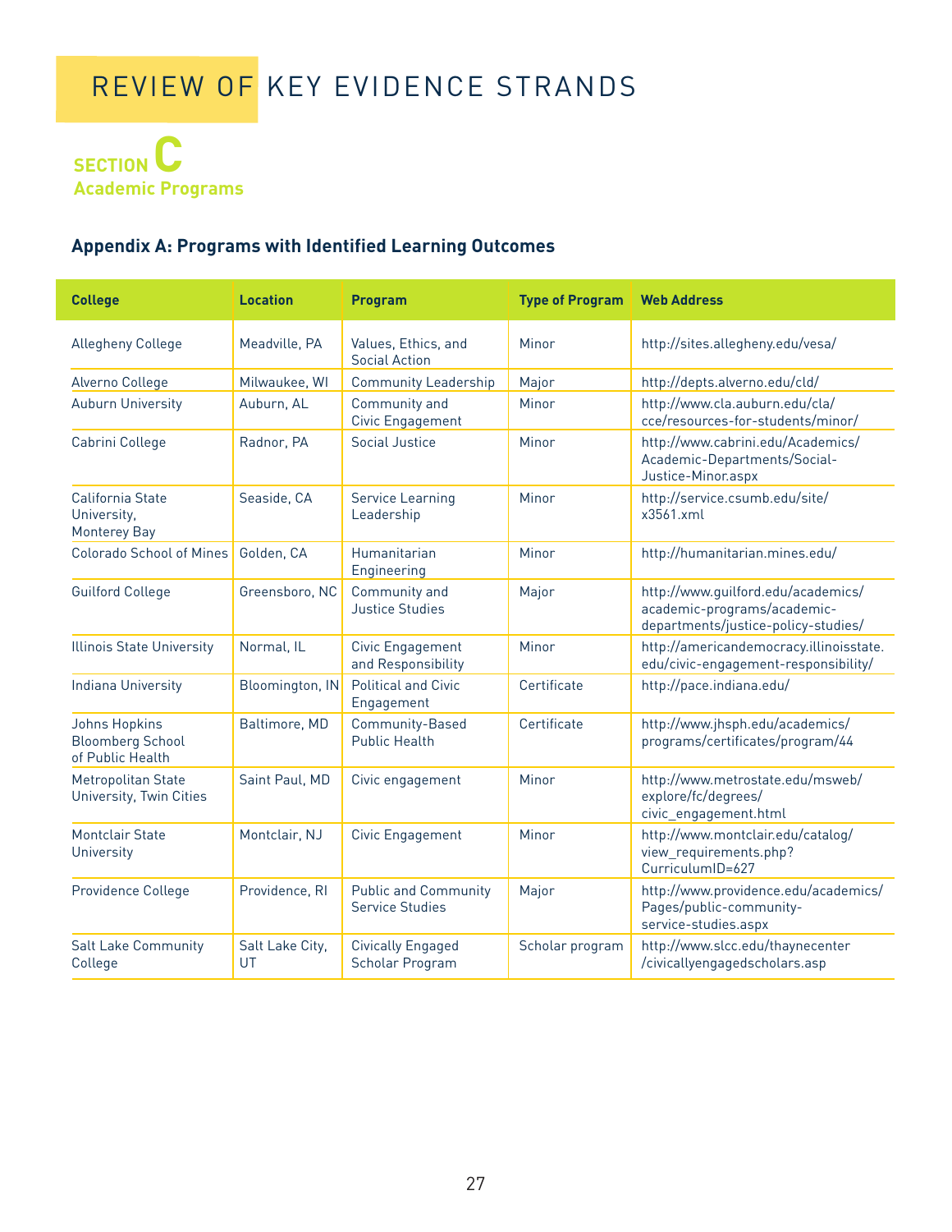# REVIEW OF KEY EVIDENCE STRANDS

## SECTION C
### Academic Programs

### Appendix A: Programs with Identified Learning Outcomes

| College | Location | Program | Type of Program | Web Address |
|---|---|---|---|---|
| Allegheny College | Meadville, PA | Values, Ethics, and Social Action | Minor | http://sites.allegheny.edu/vesa/ |
| Alverno College | Milwaukee, WI | Community Leadership | Major | http://depts.alverno.edu/cld/ |
| Auburn University | Auburn, AL | Community and Civic Engagement | Minor | http://www.cla.auburn.edu/cla/cce/resources-for-students/minor/ |
| Cabrini College | Radnor, PA | Social Justice | Minor | http://www.cabrini.edu/Academics/Academic-Departments/Social-Justice-Minor.aspx |
| California State University, Monterey Bay | Seaside, CA | Service Learning Leadership | Minor | http://service.csumb.edu/site/x3561.xml |
| Colorado School of Mines | Golden, CA | Humanitarian Engineering | Minor | http://humanitarian.mines.edu/ |
| Guilford College | Greensboro, NC | Community and Justice Studies | Major | http://www.guilford.edu/academics/academic-programs/academic-departments/justice-policy-studies/ |
| Illinois State University | Normal, IL | Civic Engagement and Responsibility | Minor | http://americandemocracy.illinoisstate.edu/civic-engagement-responsibility/ |
| Indiana University | Bloomington, IN | Political and Civic Engagement | Certificate | http://pace.indiana.edu/ |
| Johns Hopkins Bloomberg School of Public Health | Baltimore, MD | Community-Based Public Health | Certificate | http://www.jhsph.edu/academics/programs/certificates/program/44 |
| Metropolitan State University, Twin Cities | Saint Paul, MD | Civic engagement | Minor | http://www.metrostate.edu/msweb/explore/fc/degrees/civic_engagement.html |
| Montclair State University | Montclair, NJ | Civic Engagement | Minor | http://www.montclair.edu/catalog/view_requirements.php?CurriculumID=627 |
| Providence College | Providence, RI | Public and Community Service Studies | Major | http://www.providence.edu/academics/Pages/public-community-service-studies.aspx |
| Salt Lake Community College | Salt Lake City, UT | Civically Engaged Scholar Program | Scholar program | http://www.slcc.edu/thaynecenter/civicallyengagedscholars.asp |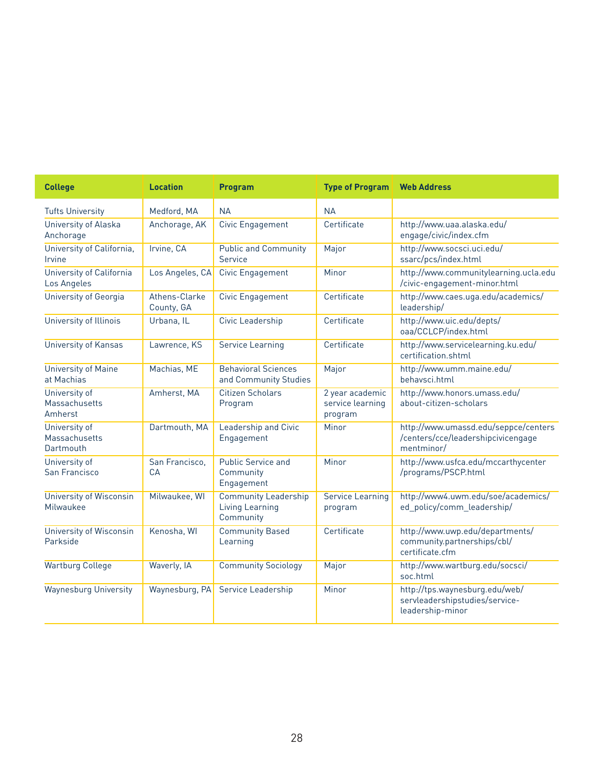| College | Location | Program | Type of Program | Web Address |
|---|---|---|---|---|
| Tufts University | Medford, MA | NA | NA | |
| University of Alaska Anchorage | Anchorage, AK | Civic Engagement | Certificate | http://www.uaa.alaska.edu/engage/civic/index.cfm |
| University of California, Irvine | Irvine, CA | Public and Community Service | Major | http://www.socsci.uci.edu/ssarc/pcs/index.html |
| University of California Los Angeles | Los Angeles, CA | Civic Engagement | Minor | http://www.communitylearning.ucla.edu/civic-engagement-minor.html |
| University of Georgia | Athens-Clarke County, GA | Civic Engagement | Certificate | http://www.caes.uga.edu/academics/leadership/ |
| University of Illinois | Urbana, IL | Civic Leadership | Certificate | http://www.uic.edu/depts/oaa/CCLCP/index.html |
| University of Kansas | Lawrence, KS | Service Learning | Certificate | http://www.servicelearning.ku.edu/certification.shtml |
| University of Maine at Machias | Machias, ME | Behavioral Sciences and Community Studies | Major | http://www.umm.maine.edu/behavsci.html |
| University of Massachusetts Amherst | Amherst, MA | Citizen Scholars Program | 2 year academic service learning program | http://www.honors.umass.edu/about-citizen-scholars |
| University of Massachusetts Dartmouth | Dartmouth, MA | Leadership and Civic Engagement | Minor | http://www.umassd.edu/seppce/centers/centers/cce/leadershipcivicengagementminor/ |
| University of San Francisco | San Francisco, CA | Public Service and Community Engagement | Minor | http://www.usfca.edu/mccarthycenter/programs/PSCP.html |
| University of Wisconsin Milwaukee | Milwaukee, WI | Community Leadership Living Learning Community | Service Learning program | http://www4.uwm.edu/soe/academics/ed_policy/comm_leadership/ |
| University of Wisconsin Parkside | Kenosha, WI | Community Based Learning | Certificate | http://www.uwp.edu/departments/community.partnerships/cbl/certificate.cfm |
| Wartburg College | Waverly, IA | Community Sociology | Major | http://www.wartburg.edu/socsci/soc.html |
| Waynesburg University | Waynesburg, PA | Service Leadership | Minor | http://tps.waynesburg.edu/web/servleadershipstudies/service-leadership-minor |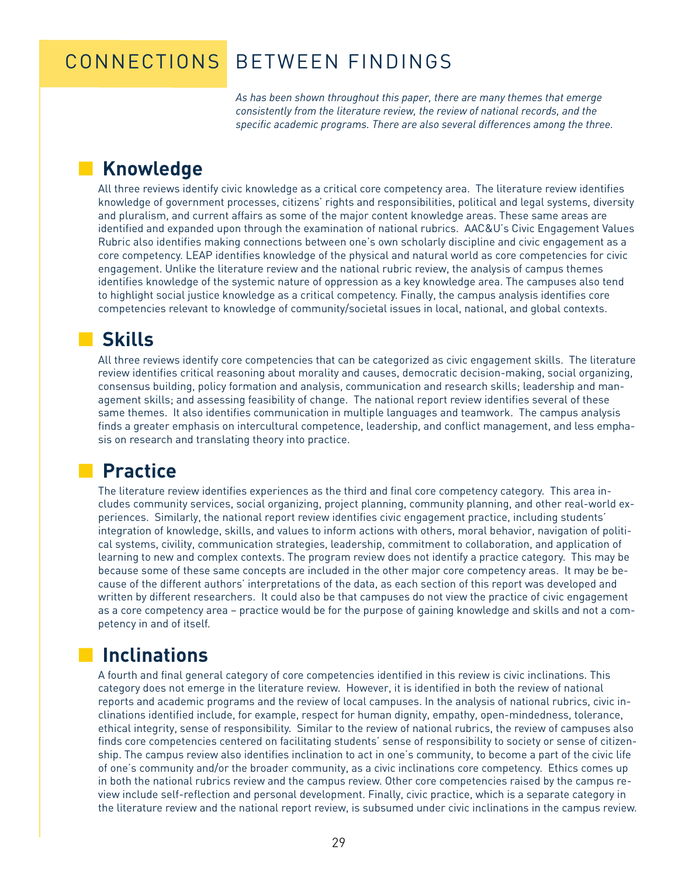# CONNECTIONS BETWEEN FINDINGS

*As has been shown throughout this paper, there are many themes that emerge consistently from the literature review, the review of national records, and the specific academic programs. There are also several differences among the three.*

## Knowledge

All three reviews identify civic knowledge as a critical core competency area. The literature review identifies knowledge of government processes, citizens' rights and responsibilities, political and legal systems, diversity and pluralism, and current affairs as some of the major content knowledge areas. These same areas are identified and expanded upon through the examination of national rubrics. AAC&U's Civic Engagement Values Rubric also identifies making connections between one's own scholarly discipline and civic engagement as a core competency. LEAP identifies knowledge of the physical and natural world as core competencies for civic engagement. Unlike the literature review and the national rubric review, the analysis of campus themes identifies knowledge of the systemic nature of oppression as a key knowledge area. The campuses also tend to highlight social justice knowledge as a critical competency. Finally, the campus analysis identifies core competencies relevant to knowledge of community/societal issues in local, national, and global contexts.

## Skills

All three reviews identify core competencies that can be categorized as civic engagement skills. The literature review identifies critical reasoning about morality and causes, democratic decision-making, social organizing, consensus building, policy formation and analysis, communication and research skills; leadership and management skills; and assessing feasibility of change. The national report review identifies several of these same themes. It also identifies communication in multiple languages and teamwork. The campus analysis finds a greater emphasis on intercultural competence, leadership, and conflict management, and less emphasis on research and translating theory into practice.

## Practice

The literature review identifies experiences as the third and final core competency category. This area includes community services, social organizing, project planning, community planning, and other real-world experiences. Similarly, the national report review identifies civic engagement practice, including students' integration of knowledge, skills, and values to inform actions with others, moral behavior, navigation of political systems, civility, communication strategies, leadership, commitment to collaboration, and application of learning to new and complex contexts. The program review does not identify a practice category. This may be because some of these same concepts are included in the other major core competency areas. It may be because of the different authors' interpretations of the data, as each section of this report was developed and written by different researchers. It could also be that campuses do not view the practice of civic engagement as a core competency area – practice would be for the purpose of gaining knowledge and skills and not a competency in and of itself.

## Inclinations

A fourth and final general category of core competencies identified in this review is civic inclinations. This category does not emerge in the literature review. However, it is identified in both the review of national reports and academic programs and the review of local campuses. In the analysis of national rubrics, civic inclinations identified include, for example, respect for human dignity, empathy, open-mindedness, tolerance, ethical integrity, sense of responsibility. Similar to the review of national rubrics, the review of campuses also finds core competencies centered on facilitating students' sense of responsibility to society or sense of citizenship. The campus review also identifies inclination to act in one's community, to become a part of the civic life of one's community and/or the broader community, as a civic inclinations core competency. Ethics comes up in both the national rubrics review and the campus review. Other core competencies raised by the campus review include self-reflection and personal development. Finally, civic practice, which is a separate category in the literature review and the national report review, is subsumed under civic inclinations in the campus review.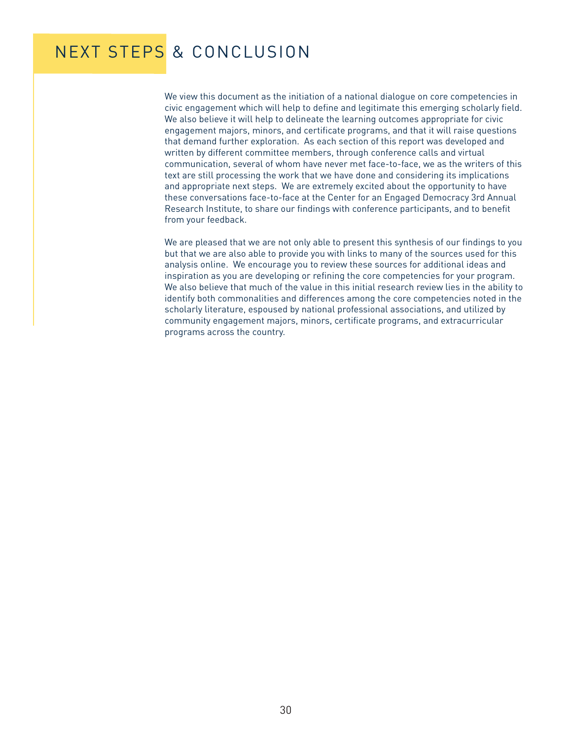# NEXT STEPS & CONCLUSION

We view this document as the initiation of a national dialogue on core competencies in civic engagement which will help to define and legitimate this emerging scholarly field. We also believe it will help to delineate the learning outcomes appropriate for civic engagement majors, minors, and certificate programs, and that it will raise questions that demand further exploration. As each section of this report was developed and written by different committee members, through conference calls and virtual communication, several of whom have never met face-to-face, we as the writers of this text are still processing the work that we have done and considering its implications and appropriate next steps. We are extremely excited about the opportunity to have these conversations face-to-face at the Center for an Engaged Democracy 3rd Annual Research Institute, to share our findings with conference participants, and to benefit from your feedback.

We are pleased that we are not only able to present this synthesis of our findings to you but that we are also able to provide you with links to many of the sources used for this analysis online. We encourage you to review these sources for additional ideas and inspiration as you are developing or refining the core competencies for your program. We also believe that much of the value in this initial research review lies in the ability to identify both commonalities and differences among the core competencies noted in the scholarly literature, espoused by national professional associations, and utilized by community engagement majors, minors, certificate programs, and extracurricular programs across the country.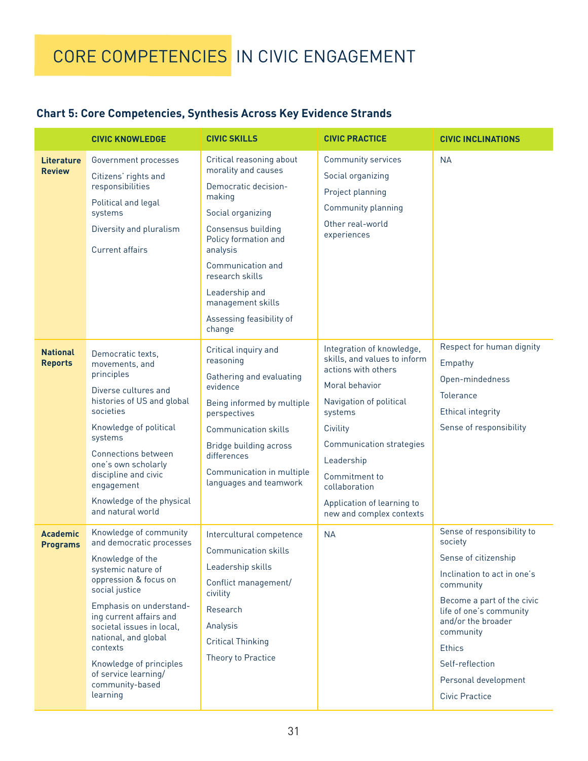# CORE COMPETENCIES IN CIVIC ENGAGEMENT

**Chart 5: Core Competencies, Synthesis Across Key Evidence Strands**

| | CIVIC KNOWLEDGE | CIVIC SKILLS | CIVIC PRACTICE | CIVIC INCLINATIONS |
|---|---|---|---|---|
| **Literature Review** | Government processes<br>Citizens' rights and responsibilities<br>Political and legal systems<br>Diversity and pluralism<br>Current affairs | Critical reasoning about morality and causes<br>Democratic decision-making<br>Social organizing<br>Consensus building Policy formation and analysis<br>Communication and research skills<br>Leadership and management skills<br>Assessing feasibility of change | Community services<br>Social organizing<br>Project planning<br>Community planning<br>Other real-world experiences | NA |
| **National Reports** | Democratic texts, movements, and principles<br>Diverse cultures and histories of US and global societies<br>Knowledge of political systems<br>Connections between one's own scholarly discipline and civic engagement<br>Knowledge of the physical and natural world | Critical inquiry and reasoning<br>Gathering and evaluating evidence<br>Being informed by multiple perspectives<br>Communication skills<br>Bridge building across differences<br>Communication in multiple languages and teamwork | Integration of knowledge, skills, and values to inform actions with others<br>Moral behavior<br>Navigation of political systems<br>Civility<br>Communication strategies<br>Leadership<br>Commitment to collaboration<br>Application of learning to new and complex contexts | Respect for human dignity<br>Empathy<br>Open-mindedness<br>Tolerance<br>Ethical integrity<br>Sense of responsibility |
| **Academic Programs** | Knowledge of community and democratic processes<br>Knowledge of the systemic nature of oppression & focus on social justice<br>Emphasis on understanding current affairs and societal issues in local, national, and global contexts<br>Knowledge of principles of service learning/ community-based learning | Intercultural competence<br>Communication skills<br>Leadership skills<br>Conflict management/ civility<br>Research<br>Analysis<br>Critical Thinking<br>Theory to Practice | NA | Sense of responsibility to society<br>Sense of citizenship<br>Inclination to act in one's community<br>Become a part of the civic life of one's community and/or the broader community<br>Ethics<br>Self-reflection<br>Personal development<br>Civic Practice |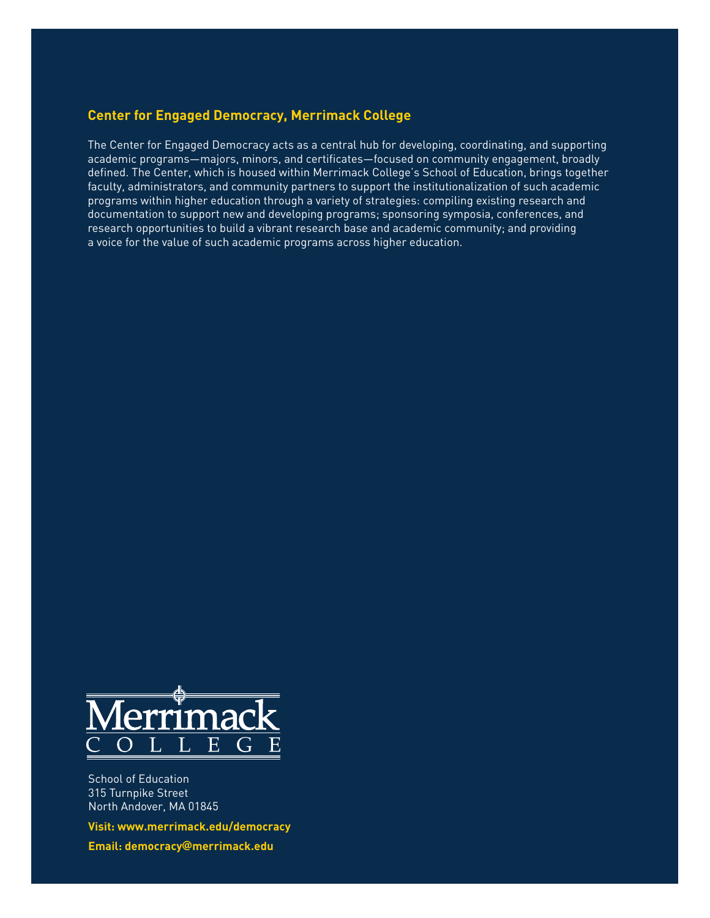## Center for Engaged Democracy, Merrimack College

The Center for Engaged Democracy acts as a central hub for developing, coordinating, and supporting academic programs—majors, minors, and certificates—focused on community engagement, broadly defined. The Center, which is housed within Merrimack College's School of Education, brings together faculty, administrators, and community partners to support the institutionalization of such academic programs within higher education through a variety of strategies: compiling existing research and documentation to support new and developing programs; sponsoring symposia, conferences, and research opportunities to build a vibrant research base and academic community; and providing a voice for the value of such academic programs across higher education.

Merrimack College

School of Education
315 Turnpike Street
North Andover, MA 01845

**Visit: www.merrimack.edu/democracy**

**Email: democracy@merrimack.edu**